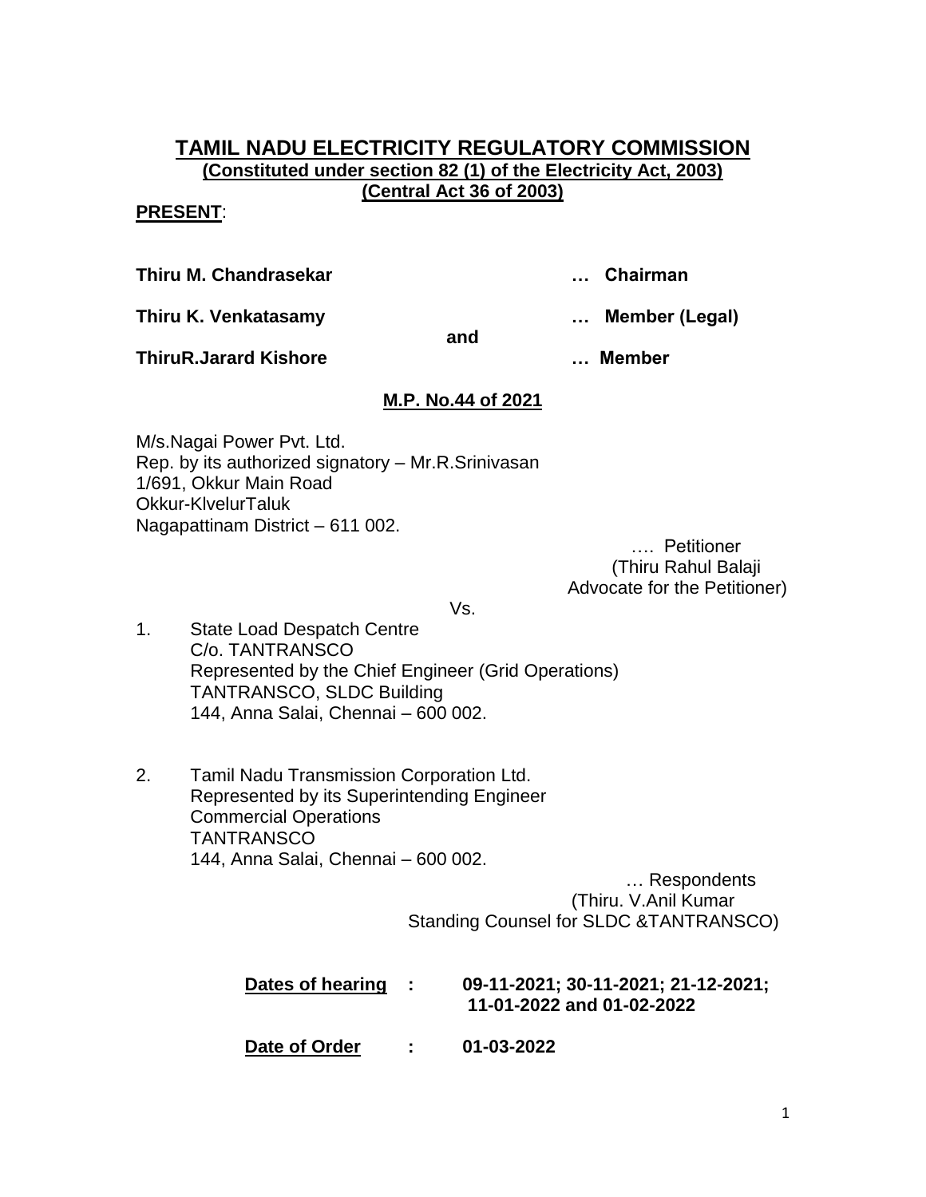# TAMIL NADU ELECTRICITY REGULATORY COMMISSION

**(Constituted under section 82 (1) of the Electricity Act, 2003)**
**(Central Act 36 of 2003)**

**PRESENT**:

**Thiru M. Chandrasekar** … **Chairman**

**Thiru K. Venkatasamy** … **Member (Legal)**

**and**

**ThiruR.Jarard Kishore** … **Member**

**M.P. No.44 of 2021**

M/s.Nagai Power Pvt. Ltd.
Rep. by its authorized signatory – Mr.R.Srinivasan
1/691, Okkur Main Road
Okkur-KlvelurTaluk
Nagapattinam District – 611 002.

…. Petitioner
(Thiru Rahul Balaji
Advocate for the Petitioner)

Vs.

1. State Load Despatch Centre
   C/o. TANTRANSCO
   Represented by the Chief Engineer (Grid Operations)
   TANTRANSCO, SLDC Building
   144, Anna Salai, Chennai – 600 002.

2. Tamil Nadu Transmission Corporation Ltd.
   Represented by its Superintending Engineer
   Commercial Operations
   TANTRANSCO
   144, Anna Salai, Chennai – 600 002.

… Respondents
(Thiru. V.Anil Kumar
Standing Counsel for SLDC &TANTRANSCO)

**Dates of hearing** : **09-11-2021; 30-11-2021; 21-12-2021; 11-01-2022 and 01-02-2022**

**Date of Order** : **01-03-2022**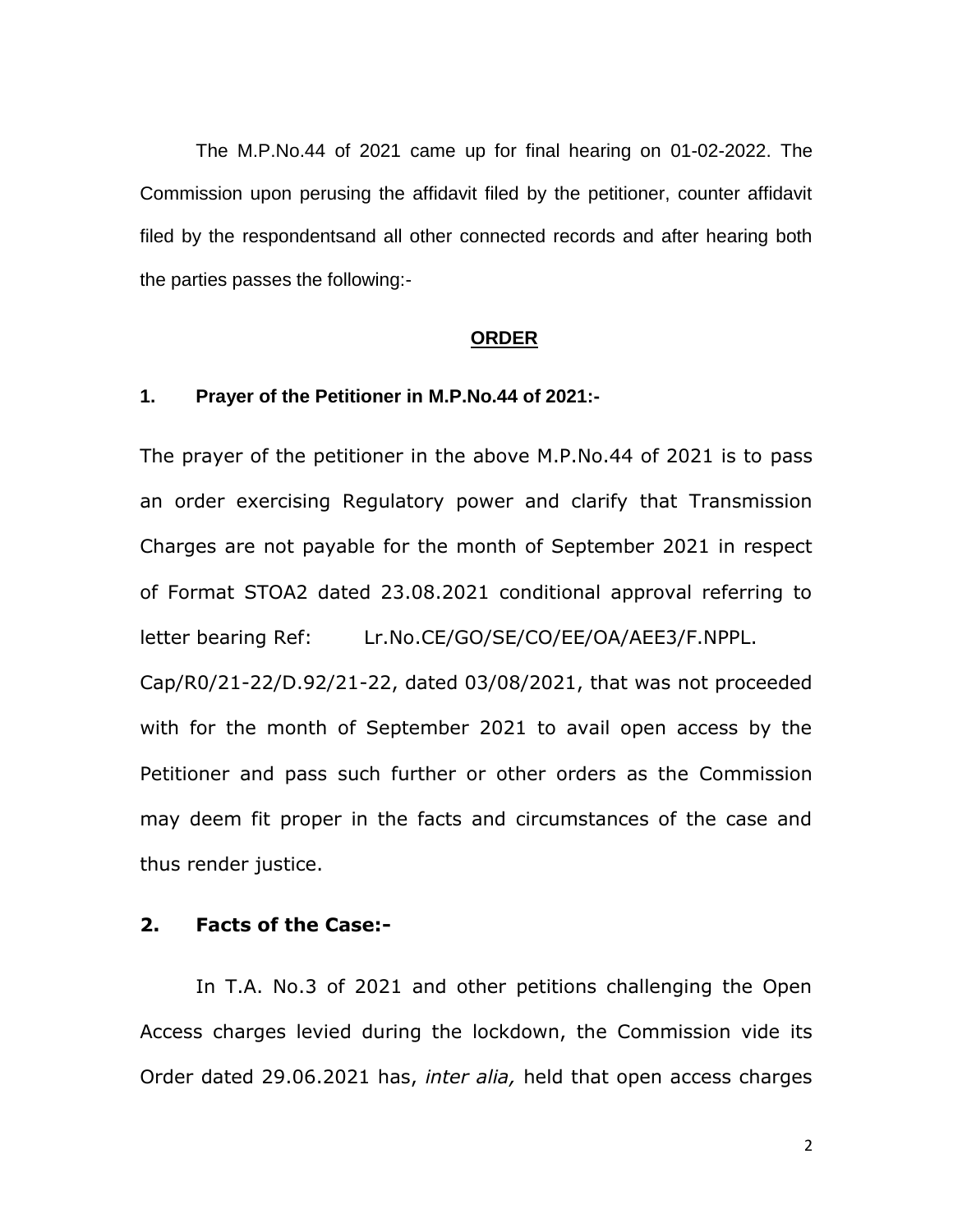The M.P.No.44 of 2021 came up for final hearing on 01-02-2022. The Commission upon perusing the affidavit filed by the petitioner, counter affidavit filed by the respondentsand all other connected records and after hearing both the parties passes the following:-

## ORDER

### 1. Prayer of the Petitioner in M.P.No.44 of 2021:-

The prayer of the petitioner in the above M.P.No.44 of 2021 is to pass an order exercising Regulatory power and clarify that Transmission Charges are not payable for the month of September 2021 in respect of Format STOA2 dated 23.08.2021 conditional approval referring to letter bearing Ref: Lr.No.CE/GO/SE/CO/EE/OA/AEE3/F.NPPL. Cap/R0/21-22/D.92/21-22, dated 03/08/2021, that was not proceeded with for the month of September 2021 to avail open access by the Petitioner and pass such further or other orders as the Commission may deem fit proper in the facts and circumstances of the case and thus render justice.

### 2. Facts of the Case:-

In T.A. No.3 of 2021 and other petitions challenging the Open Access charges levied during the lockdown, the Commission vide its Order dated 29.06.2021 has, *inter alia,* held that open access charges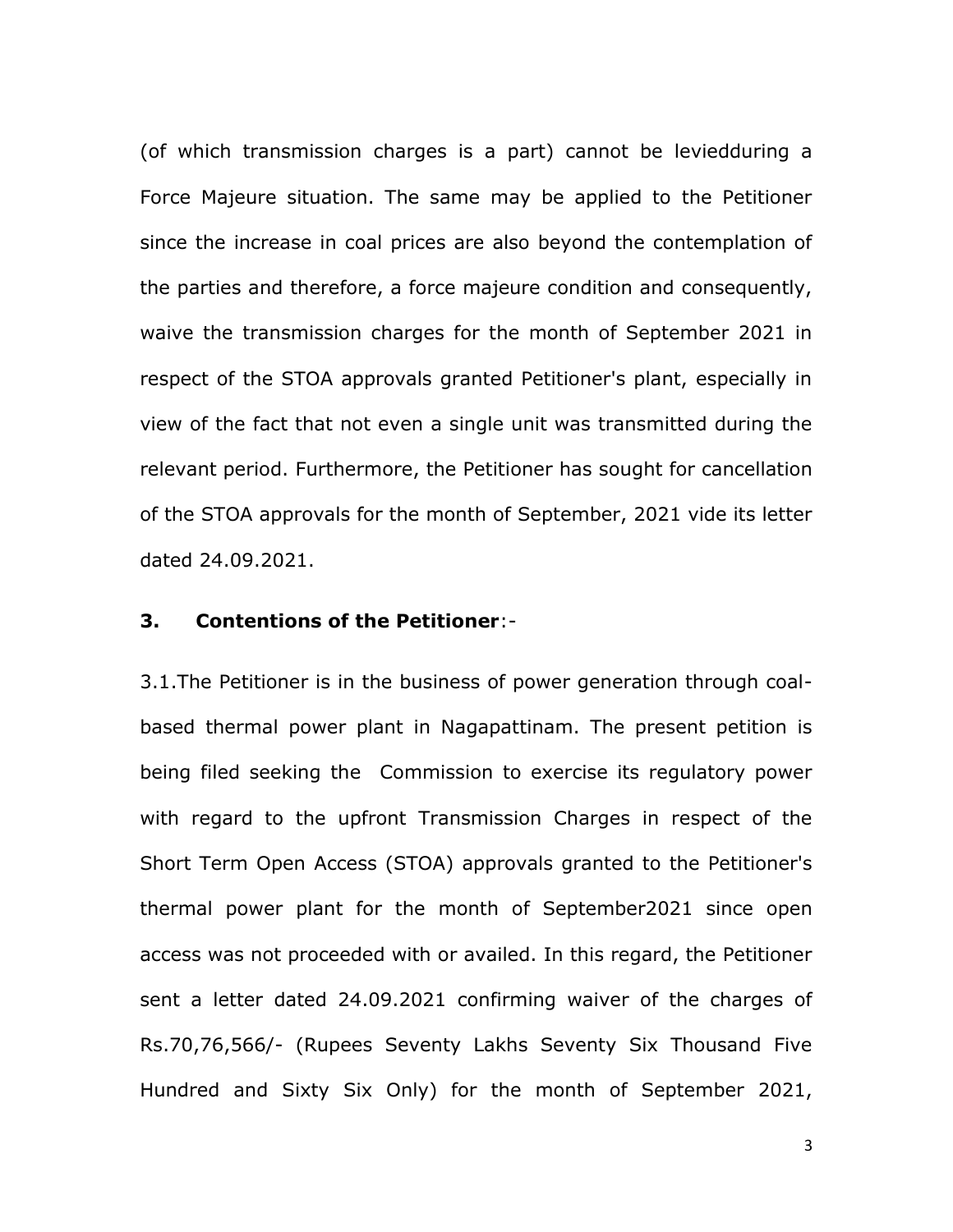(of which transmission charges is a part) cannot be leviedduring a Force Majeure situation. The same may be applied to the Petitioner since the increase in coal prices are also beyond the contemplation of the parties and therefore, a force majeure condition and consequently, waive the transmission charges for the month of September 2021 in respect of the STOA approvals granted Petitioner's plant, especially in view of the fact that not even a single unit was transmitted during the relevant period. Furthermore, the Petitioner has sought for cancellation of the STOA approvals for the month of September, 2021 vide its letter dated 24.09.2021.

## 3. Contentions of the Petitioner:-

3.1.The Petitioner is in the business of power generation through coal-based thermal power plant in Nagapattinam. The present petition is being filed seeking the Commission to exercise its regulatory power with regard to the upfront Transmission Charges in respect of the Short Term Open Access (STOA) approvals granted to the Petitioner's thermal power plant for the month of September2021 since open access was not proceeded with or availed. In this regard, the Petitioner sent a letter dated 24.09.2021 confirming waiver of the charges of Rs.70,76,566/- (Rupees Seventy Lakhs Seventy Six Thousand Five Hundred and Sixty Six Only) for the month of September 2021,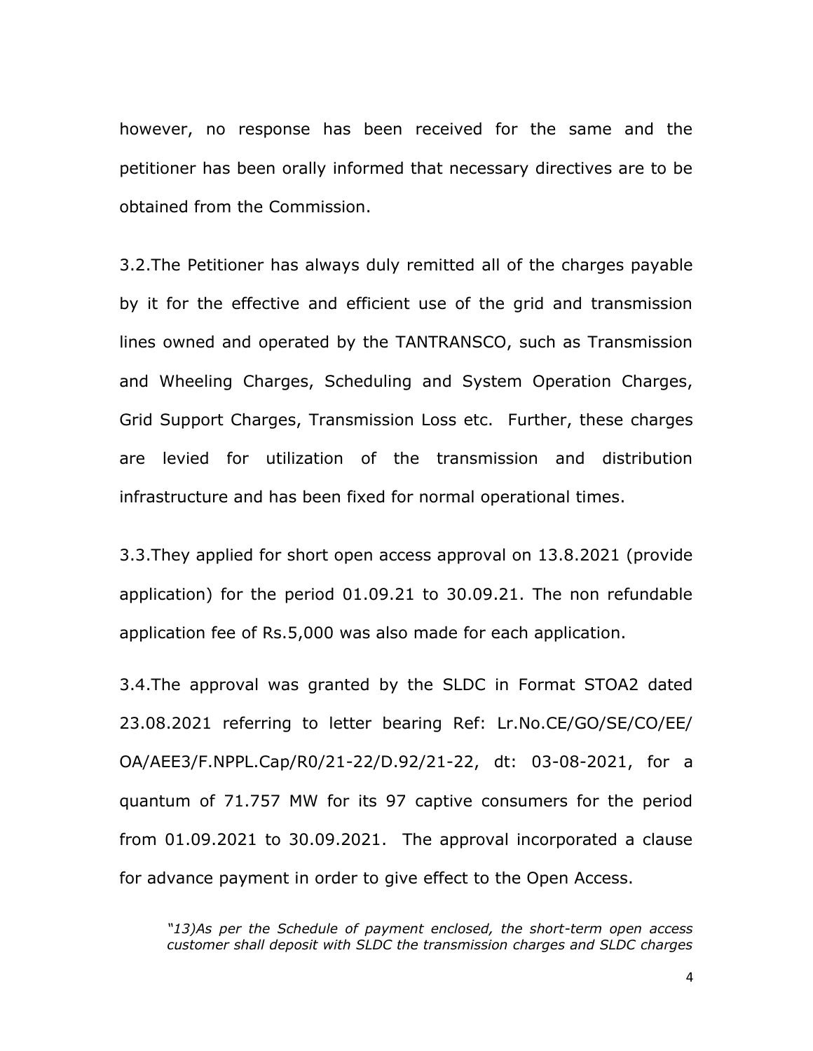however, no response has been received for the same and the petitioner has been orally informed that necessary directives are to be obtained from the Commission.

3.2.The Petitioner has always duly remitted all of the charges payable by it for the effective and efficient use of the grid and transmission lines owned and operated by the TANTRANSCO, such as Transmission and Wheeling Charges, Scheduling and System Operation Charges, Grid Support Charges, Transmission Loss etc. Further, these charges are levied for utilization of the transmission and distribution infrastructure and has been fixed for normal operational times.

3.3.They applied for short open access approval on 13.8.2021 (provide application) for the period 01.09.21 to 30.09.21. The non refundable application fee of Rs.5,000 was also made for each application.

3.4.The approval was granted by the SLDC in Format STOA2 dated 23.08.2021 referring to letter bearing Ref: Lr.No.CE/GO/SE/CO/EE/OA/AEE3/F.NPPL.Cap/R0/21-22/D.92/21-22, dt: 03-08-2021, for a quantum of 71.757 MW for its 97 captive consumers for the period from 01.09.2021 to 30.09.2021. The approval incorporated a clause for advance payment in order to give effect to the Open Access.

> *"13)As per the Schedule of payment enclosed, the short-term open access customer shall deposit with SLDC the transmission charges and SLDC charges*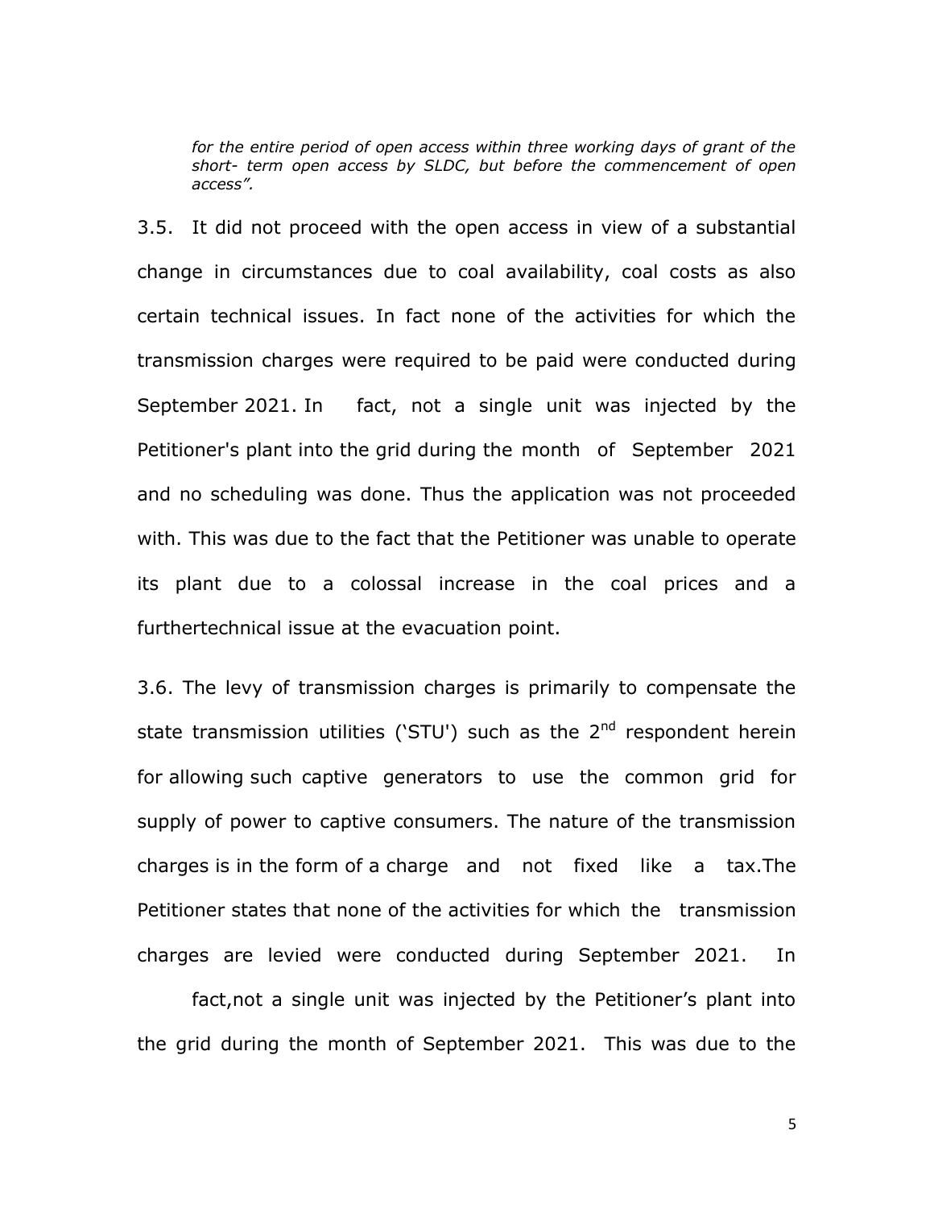*for the entire period of open access within three working days of grant of the short- term open access by SLDC, but before the commencement of open access".*

3.5. It did not proceed with the open access in view of a substantial change in circumstances due to coal availability, coal costs as also certain technical issues. In fact none of the activities for which the transmission charges were required to be paid were conducted during September 2021. In fact, not a single unit was injected by the Petitioner's plant into the grid during the month of September 2021 and no scheduling was done. Thus the application was not proceeded with. This was due to the fact that the Petitioner was unable to operate its plant due to a colossal increase in the coal prices and a furthertechnical issue at the evacuation point.

3.6. The levy of transmission charges is primarily to compensate the state transmission utilities ('STU') such as the 2nd respondent herein for allowing such captive generators to use the common grid for supply of power to captive consumers. The nature of the transmission charges is in the form of a charge and not fixed like a tax.The Petitioner states that none of the activities for which the transmission charges are levied were conducted during September 2021. In fact,not a single unit was injected by the Petitioner's plant into the grid during the month of September 2021. This was due to the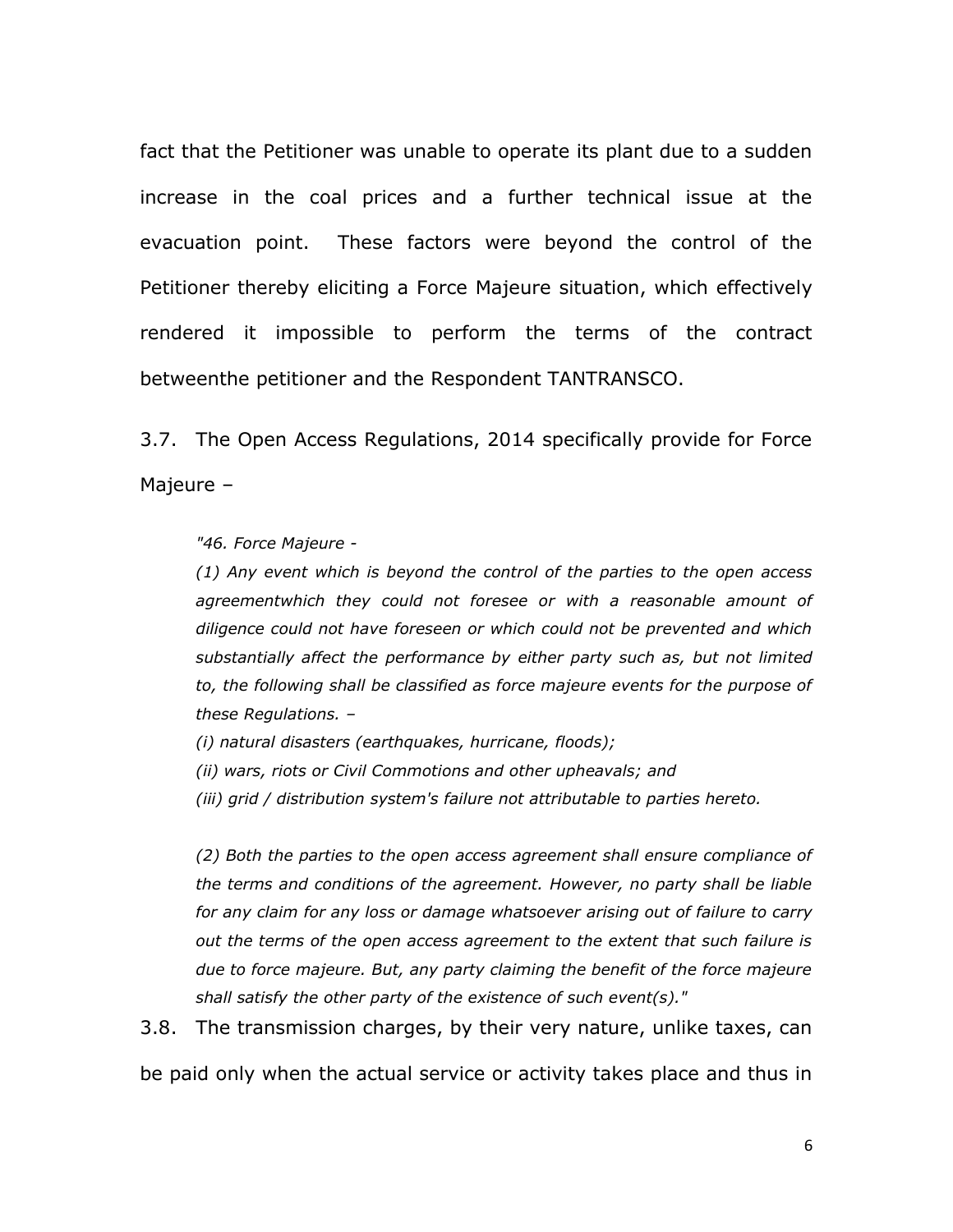fact that the Petitioner was unable to operate its plant due to a sudden increase in the coal prices and a further technical issue at the evacuation point. These factors were beyond the control of the Petitioner thereby eliciting a Force Majeure situation, which effectively rendered it impossible to perform the terms of the contract betweenthe petitioner and the Respondent TANTRANSCO.

3.7. The Open Access Regulations, 2014 specifically provide for Force Majeure –

> *"46. Force Majeure -*
>
> *(1) Any event which is beyond the control of the parties to the open access agreementwhich they could not foresee or with a reasonable amount of diligence could not have foreseen or which could not be prevented and which substantially affect the performance by either party such as, but not limited to, the following shall be classified as force majeure events for the purpose of these Regulations. –*
>
> *(i) natural disasters (earthquakes, hurricane, floods);*
>
> *(ii) wars, riots or Civil Commotions and other upheavals; and*
>
> *(iii) grid / distribution system's failure not attributable to parties hereto.*
>
> *(2) Both the parties to the open access agreement shall ensure compliance of the terms and conditions of the agreement. However, no party shall be liable for any claim for any loss or damage whatsoever arising out of failure to carry out the terms of the open access agreement to the extent that such failure is due to force majeure. But, any party claiming the benefit of the force majeure shall satisfy the other party of the existence of such event(s)."*

3.8. The transmission charges, by their very nature, unlike taxes, can be paid only when the actual service or activity takes place and thus in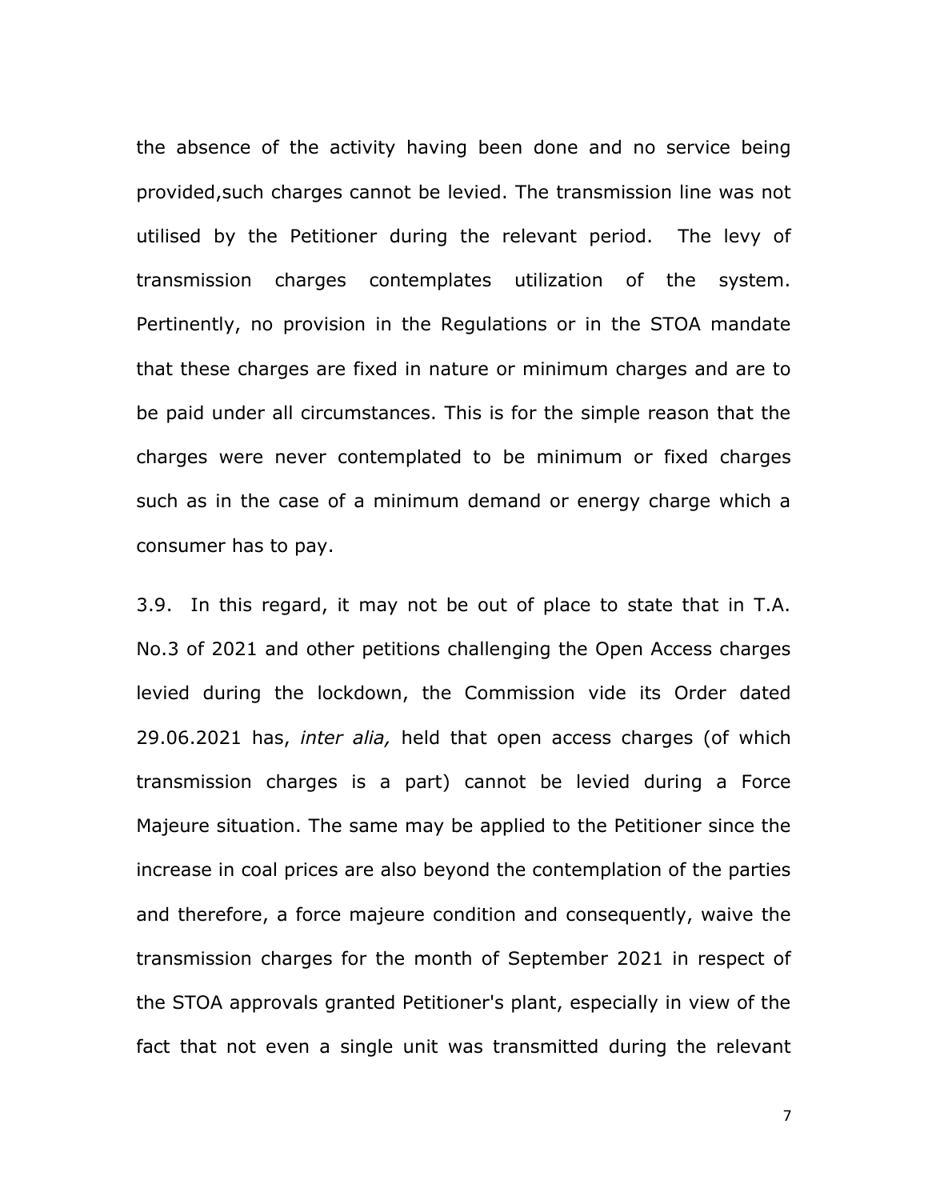the absence of the activity having been done and no service being provided,such charges cannot be levied. The transmission line was not utilised by the Petitioner during the relevant period. The levy of transmission charges contemplates utilization of the system. Pertinently, no provision in the Regulations or in the STOA mandate that these charges are fixed in nature or minimum charges and are to be paid under all circumstances. This is for the simple reason that the charges were never contemplated to be minimum or fixed charges such as in the case of a minimum demand or energy charge which a consumer has to pay.

3.9. In this regard, it may not be out of place to state that in T.A. No.3 of 2021 and other petitions challenging the Open Access charges levied during the lockdown, the Commission vide its Order dated 29.06.2021 has, *inter alia,* held that open access charges (of which transmission charges is a part) cannot be levied during a Force Majeure situation. The same may be applied to the Petitioner since the increase in coal prices are also beyond the contemplation of the parties and therefore, a force majeure condition and consequently, waive the transmission charges for the month of September 2021 in respect of the STOA approvals granted Petitioner's plant, especially in view of the fact that not even a single unit was transmitted during the relevant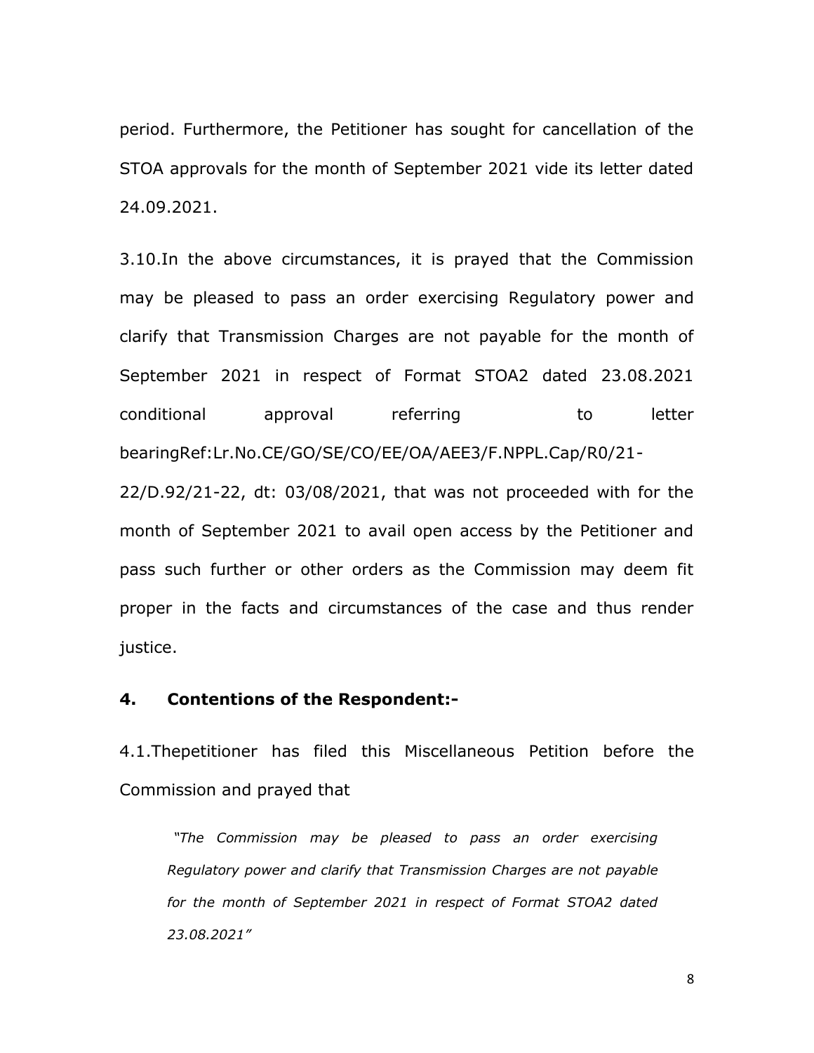period. Furthermore, the Petitioner has sought for cancellation of the STOA approvals for the month of September 2021 vide its letter dated 24.09.2021.

3.10.In the above circumstances, it is prayed that the Commission may be pleased to pass an order exercising Regulatory power and clarify that Transmission Charges are not payable for the month of September 2021 in respect of Format STOA2 dated 23.08.2021 conditional approval referring to letter bearingRef:Lr.No.CE/GO/SE/CO/EE/OA/AEE3/F.NPPL.Cap/R0/21-22/D.92/21-22, dt: 03/08/2021, that was not proceeded with for the month of September 2021 to avail open access by the Petitioner and pass such further or other orders as the Commission may deem fit proper in the facts and circumstances of the case and thus render justice.

## 4. Contentions of the Respondent:-

4.1.Thepetitioner has filed this Miscellaneous Petition before the Commission and prayed that

> *"The Commission may be pleased to pass an order exercising Regulatory power and clarify that Transmission Charges are not payable for the month of September 2021 in respect of Format STOA2 dated 23.08.2021"*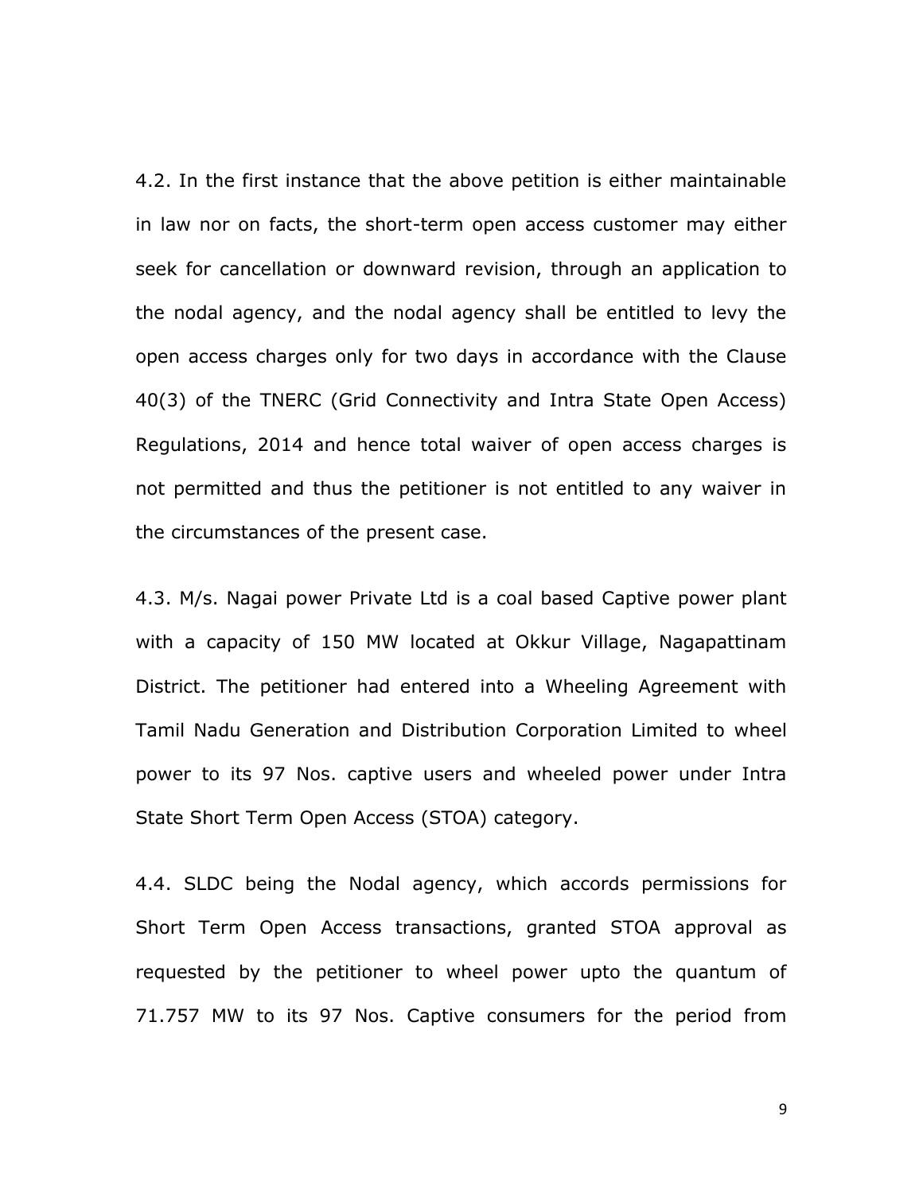4.2. In the first instance that the above petition is either maintainable in law nor on facts, the short-term open access customer may either seek for cancellation or downward revision, through an application to the nodal agency, and the nodal agency shall be entitled to levy the open access charges only for two days in accordance with the Clause 40(3) of the TNERC (Grid Connectivity and Intra State Open Access) Regulations, 2014 and hence total waiver of open access charges is not permitted and thus the petitioner is not entitled to any waiver in the circumstances of the present case.

4.3. M/s. Nagai power Private Ltd is a coal based Captive power plant with a capacity of 150 MW located at Okkur Village, Nagapattinam District. The petitioner had entered into a Wheeling Agreement with Tamil Nadu Generation and Distribution Corporation Limited to wheel power to its 97 Nos. captive users and wheeled power under Intra State Short Term Open Access (STOA) category.

4.4. SLDC being the Nodal agency, which accords permissions for Short Term Open Access transactions, granted STOA approval as requested by the petitioner to wheel power upto the quantum of 71.757 MW to its 97 Nos. Captive consumers for the period from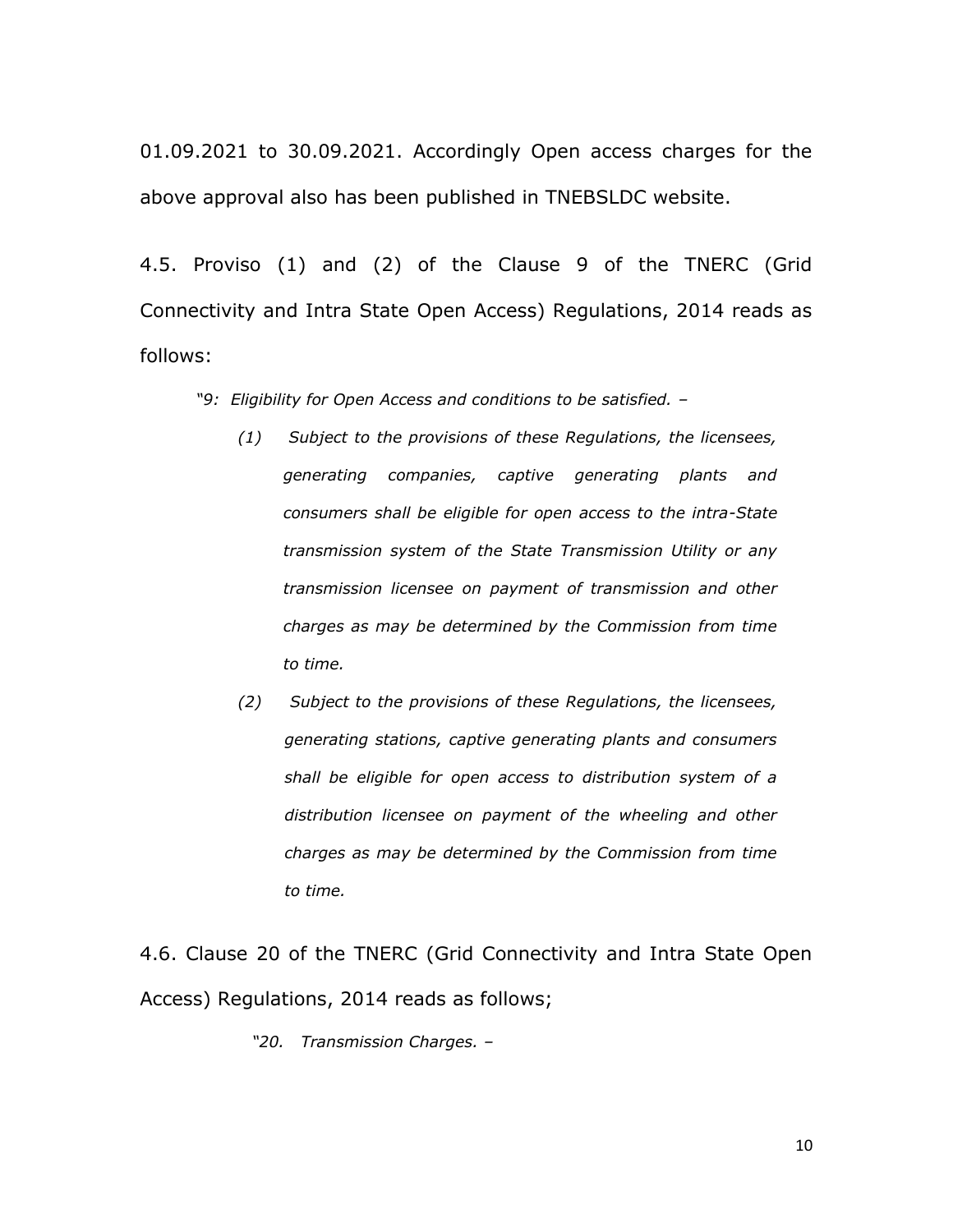01.09.2021 to 30.09.2021. Accordingly Open access charges for the above approval also has been published in TNEBSLDC website.

4.5. Proviso (1) and (2) of the Clause 9 of the TNERC (Grid Connectivity and Intra State Open Access) Regulations, 2014 reads as follows:

> *"9: Eligibility for Open Access and conditions to be satisfied. –*
>
> *(1) Subject to the provisions of these Regulations, the licensees, generating companies, captive generating plants and consumers shall be eligible for open access to the intra-State transmission system of the State Transmission Utility or any transmission licensee on payment of transmission and other charges as may be determined by the Commission from time to time.*
>
> *(2) Subject to the provisions of these Regulations, the licensees, generating stations, captive generating plants and consumers shall be eligible for open access to distribution system of a distribution licensee on payment of the wheeling and other charges as may be determined by the Commission from time to time.*

4.6. Clause 20 of the TNERC (Grid Connectivity and Intra State Open Access) Regulations, 2014 reads as follows;

> *"20. Transmission Charges. –*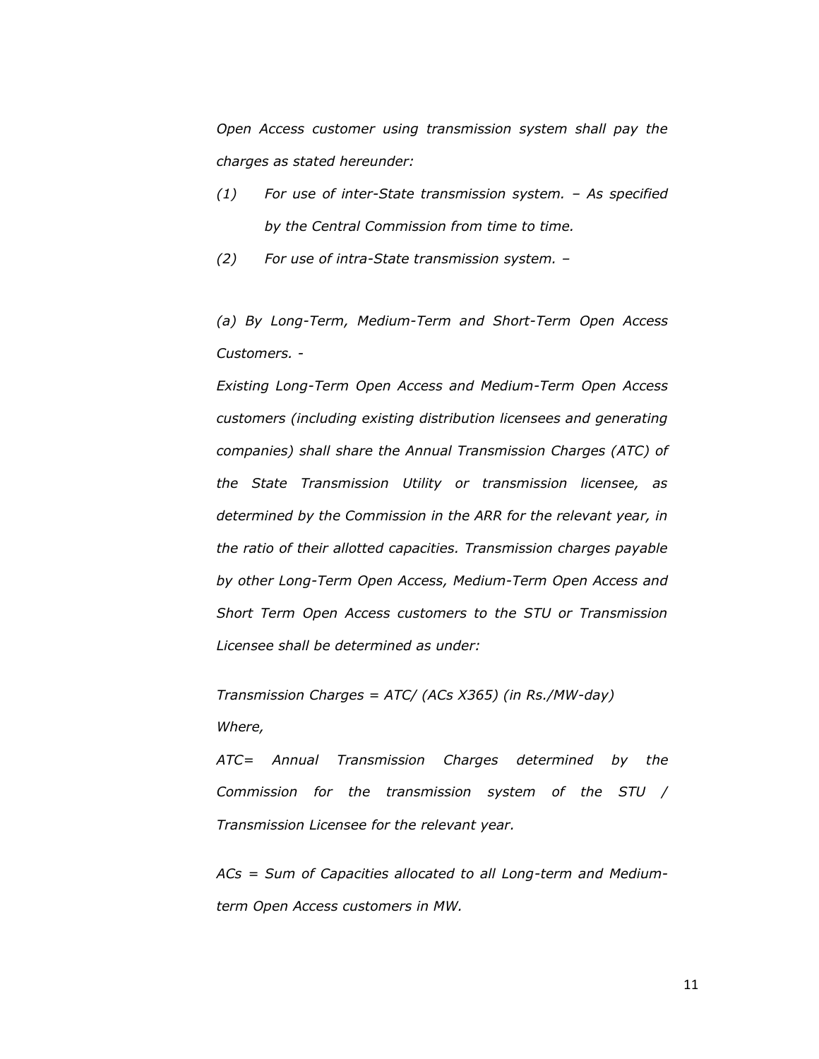*Open Access customer using transmission system shall pay the charges as stated hereunder:*

*(1) For use of inter-State transmission system. – As specified by the Central Commission from time to time.*

*(2) For use of intra-State transmission system. –*

*(a) By Long-Term, Medium-Term and Short-Term Open Access Customers. -*

*Existing Long-Term Open Access and Medium-Term Open Access customers (including existing distribution licensees and generating companies) shall share the Annual Transmission Charges (ATC) of the State Transmission Utility or transmission licensee, as determined by the Commission in the ARR for the relevant year, in the ratio of their allotted capacities. Transmission charges payable by other Long-Term Open Access, Medium-Term Open Access and Short Term Open Access customers to the STU or Transmission Licensee shall be determined as under:*

*Transmission Charges = ATC/ (ACs X365) (in Rs./MW-day)*

*Where,*

*ATC= Annual Transmission Charges determined by the Commission for the transmission system of the STU / Transmission Licensee for the relevant year.*

*ACs = Sum of Capacities allocated to all Long-term and Medium-term Open Access customers in MW.*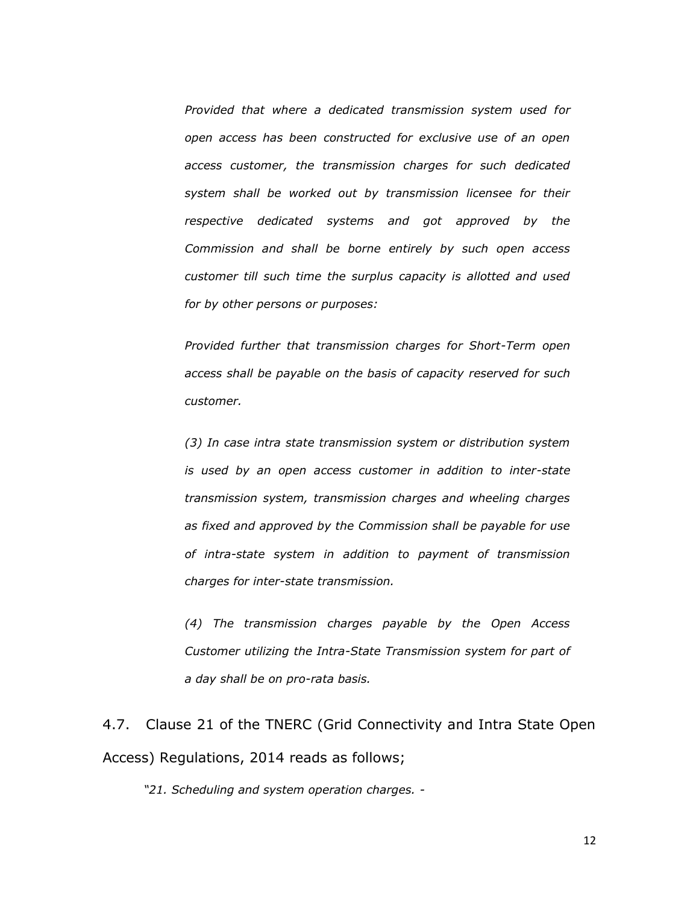*Provided that where a dedicated transmission system used for open access has been constructed for exclusive use of an open access customer, the transmission charges for such dedicated system shall be worked out by transmission licensee for their respective dedicated systems and got approved by the Commission and shall be borne entirely by such open access customer till such time the surplus capacity is allotted and used for by other persons or purposes:*

*Provided further that transmission charges for Short-Term open access shall be payable on the basis of capacity reserved for such customer.*

*(3) In case intra state transmission system or distribution system is used by an open access customer in addition to inter-state transmission system, transmission charges and wheeling charges as fixed and approved by the Commission shall be payable for use of intra-state system in addition to payment of transmission charges for inter-state transmission.*

*(4) The transmission charges payable by the Open Access Customer utilizing the Intra-State Transmission system for part of a day shall be on pro-rata basis.*

4.7. Clause 21 of the TNERC (Grid Connectivity and Intra State Open Access) Regulations, 2014 reads as follows;

*"21. Scheduling and system operation charges. -*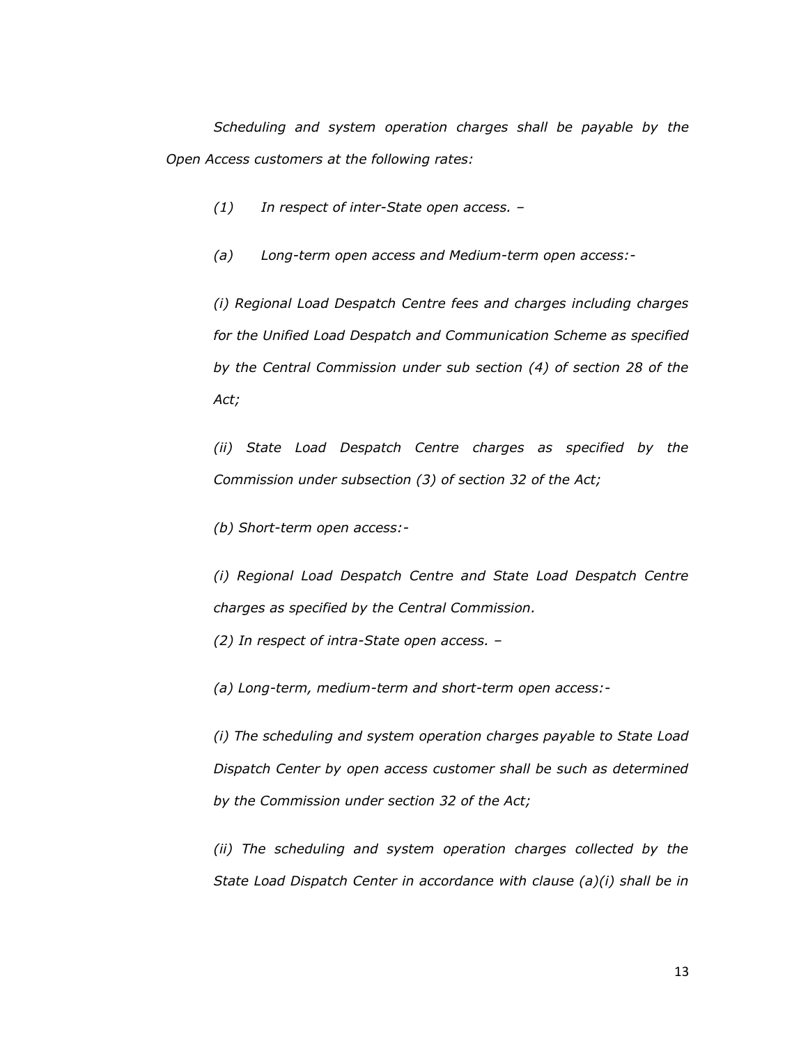*Scheduling and system operation charges shall be payable by the Open Access customers at the following rates:*

*(1) In respect of inter-State open access. –*

*(a) Long-term open access and Medium-term open access:-*

*(i) Regional Load Despatch Centre fees and charges including charges for the Unified Load Despatch and Communication Scheme as specified by the Central Commission under sub section (4) of section 28 of the Act;*

*(ii) State Load Despatch Centre charges as specified by the Commission under subsection (3) of section 32 of the Act;*

*(b) Short-term open access:-*

*(i) Regional Load Despatch Centre and State Load Despatch Centre charges as specified by the Central Commission.*

*(2) In respect of intra-State open access. –*

*(a) Long-term, medium-term and short-term open access:-*

*(i) The scheduling and system operation charges payable to State Load Dispatch Center by open access customer shall be such as determined by the Commission under section 32 of the Act;*

*(ii) The scheduling and system operation charges collected by the State Load Dispatch Center in accordance with clause (a)(i) shall be in*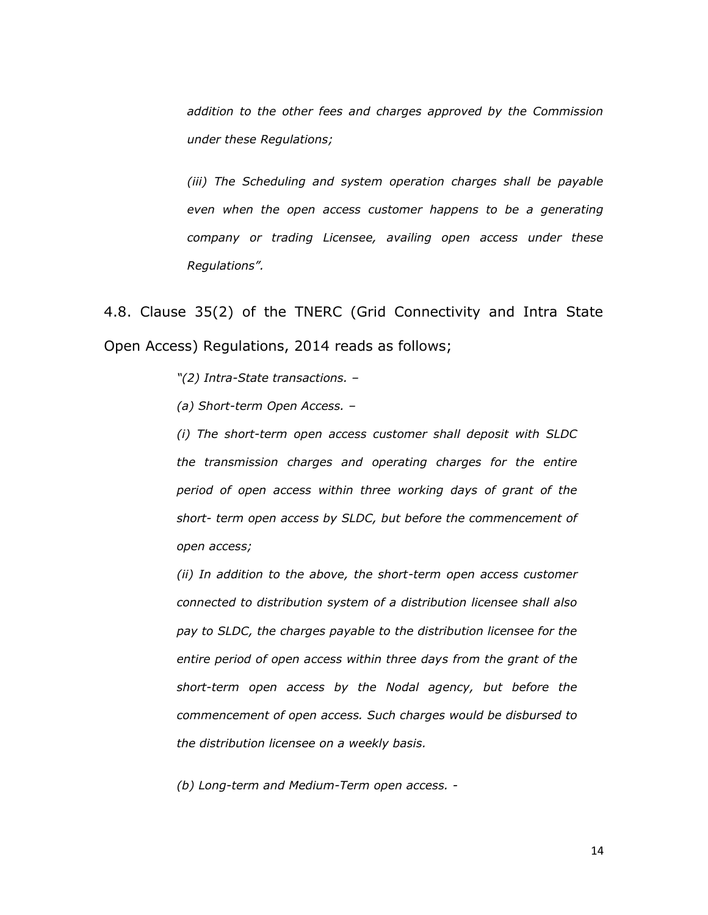*addition to the other fees and charges approved by the Commission under these Regulations;*

*(iii) The Scheduling and system operation charges shall be payable even when the open access customer happens to be a generating company or trading Licensee, availing open access under these Regulations".*

4.8. Clause 35(2) of the TNERC (Grid Connectivity and Intra State Open Access) Regulations, 2014 reads as follows;

*"(2) Intra-State transactions. –*

*(a) Short-term Open Access. –*

*(i) The short-term open access customer shall deposit with SLDC the transmission charges and operating charges for the entire period of open access within three working days of grant of the short- term open access by SLDC, but before the commencement of open access;*

*(ii) In addition to the above, the short-term open access customer connected to distribution system of a distribution licensee shall also pay to SLDC, the charges payable to the distribution licensee for the entire period of open access within three days from the grant of the short-term open access by the Nodal agency, but before the commencement of open access. Such charges would be disbursed to the distribution licensee on a weekly basis.*

*(b) Long-term and Medium-Term open access. -*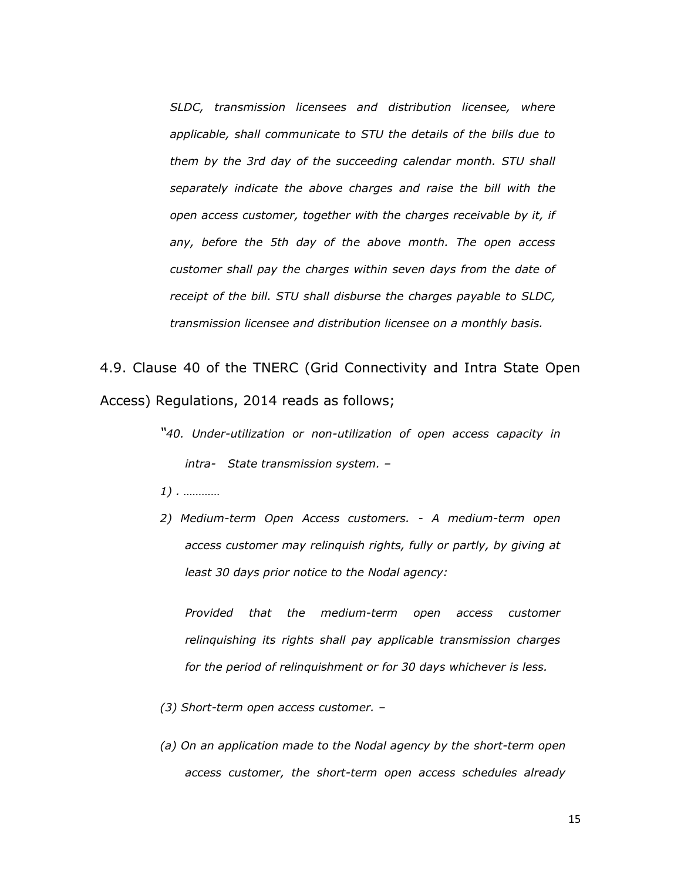*SLDC, transmission licensees and distribution licensee, where applicable, shall communicate to STU the details of the bills due to them by the 3rd day of the succeeding calendar month. STU shall separately indicate the above charges and raise the bill with the open access customer, together with the charges receivable by it, if any, before the 5th day of the above month. The open access customer shall pay the charges within seven days from the date of receipt of the bill. STU shall disburse the charges payable to SLDC, transmission licensee and distribution licensee on a monthly basis.*

4.9. Clause 40 of the TNERC (Grid Connectivity and Intra State Open Access) Regulations, 2014 reads as follows;

*"40. Under-utilization or non-utilization of open access capacity in intra- State transmission system. –*

*1) . …………*

*2) Medium-term Open Access customers. - A medium-term open access customer may relinquish rights, fully or partly, by giving at least 30 days prior notice to the Nodal agency:*

*Provided that the medium-term open access customer relinquishing its rights shall pay applicable transmission charges for the period of relinquishment or for 30 days whichever is less.*

*(3) Short-term open access customer. –*

*(a) On an application made to the Nodal agency by the short-term open access customer, the short-term open access schedules already*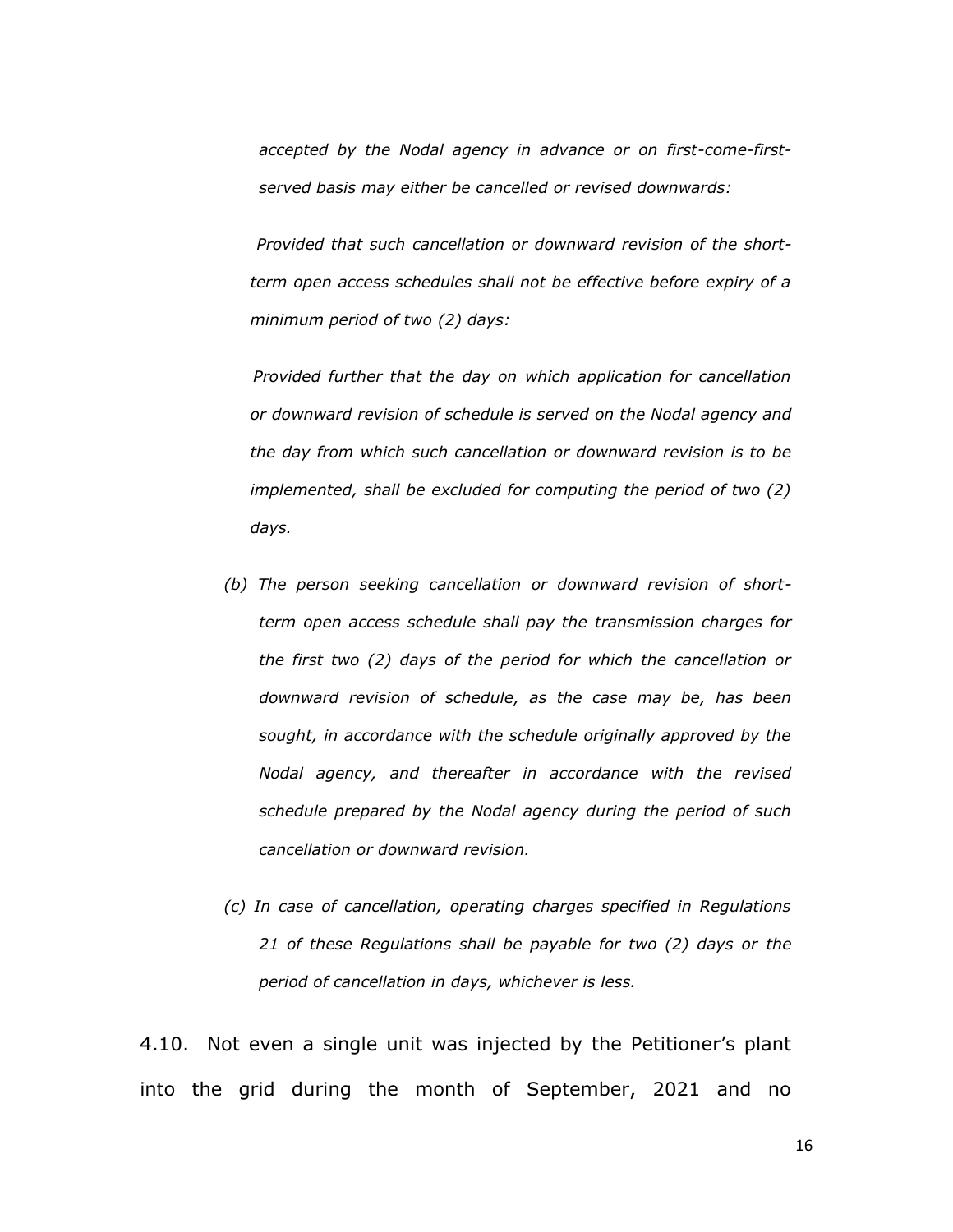*accepted by the Nodal agency in advance or on first-come-first-served basis may either be cancelled or revised downwards:*

*Provided that such cancellation or downward revision of the short-term open access schedules shall not be effective before expiry of a minimum period of two (2) days:*

*Provided further that the day on which application for cancellation or downward revision of schedule is served on the Nodal agency and the day from which such cancellation or downward revision is to be implemented, shall be excluded for computing the period of two (2) days.*

*(b) The person seeking cancellation or downward revision of short-term open access schedule shall pay the transmission charges for the first two (2) days of the period for which the cancellation or downward revision of schedule, as the case may be, has been sought, in accordance with the schedule originally approved by the Nodal agency, and thereafter in accordance with the revised schedule prepared by the Nodal agency during the period of such cancellation or downward revision.*

*(c) In case of cancellation, operating charges specified in Regulations 21 of these Regulations shall be payable for two (2) days or the period of cancellation in days, whichever is less.*

4.10. Not even a single unit was injected by the Petitioner's plant into the grid during the month of September, 2021 and no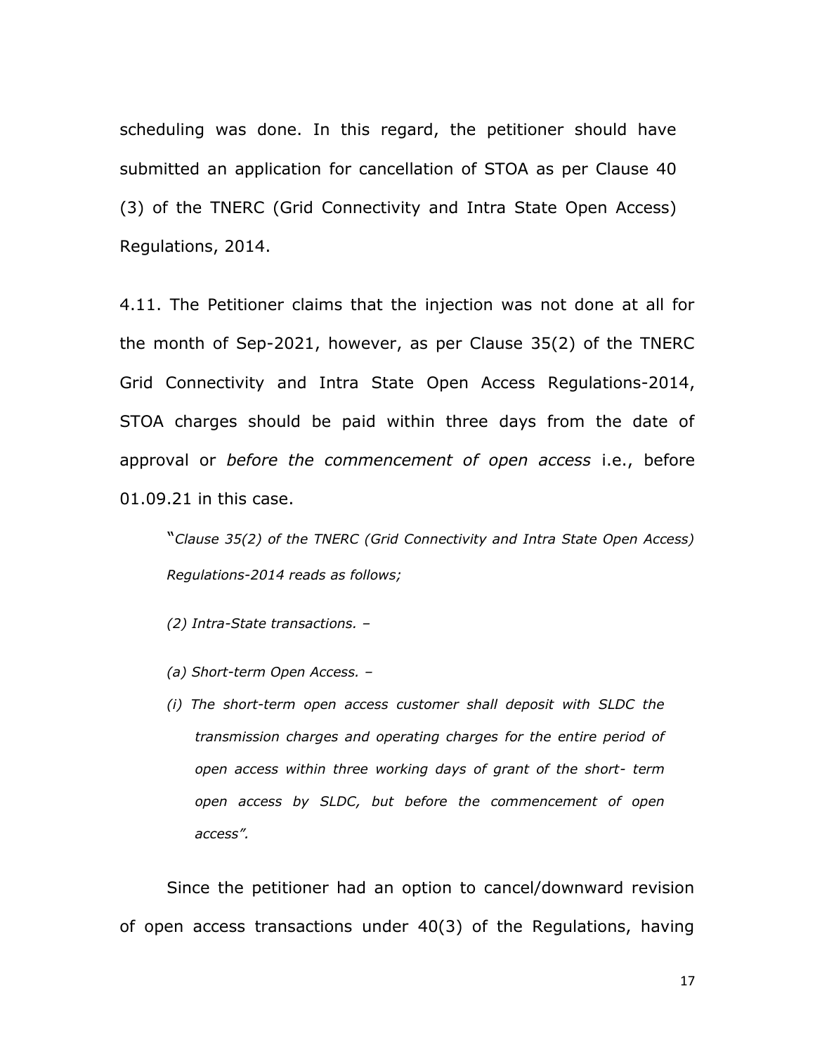scheduling was done. In this regard, the petitioner should have submitted an application for cancellation of STOA as per Clause 40 (3) of the TNERC (Grid Connectivity and Intra State Open Access) Regulations, 2014.

4.11. The Petitioner claims that the injection was not done at all for the month of Sep-2021, however, as per Clause 35(2) of the TNERC Grid Connectivity and Intra State Open Access Regulations-2014, STOA charges should be paid within three days from the date of approval or *before the commencement of open access* i.e., before 01.09.21 in this case.

> "*Clause 35(2) of the TNERC (Grid Connectivity and Intra State Open Access) Regulations-2014 reads as follows;*
>
> *(2) Intra-State transactions. –*
>
> *(a) Short-term Open Access. –*
>
> *(i) The short-term open access customer shall deposit with SLDC the transmission charges and operating charges for the entire period of open access within three working days of grant of the short- term open access by SLDC, but before the commencement of open access".*

Since the petitioner had an option to cancel/downward revision of open access transactions under 40(3) of the Regulations, having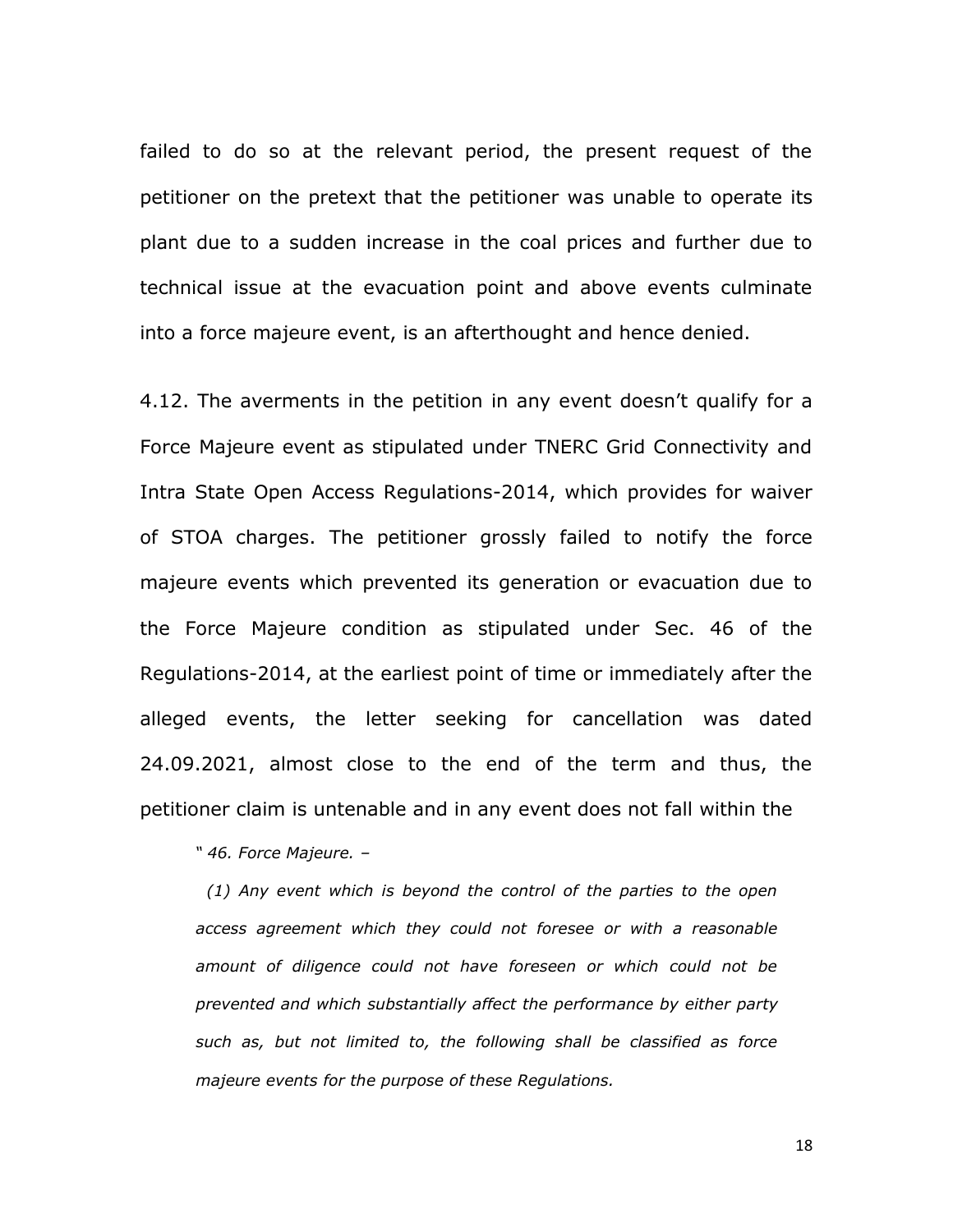failed to do so at the relevant period, the present request of the petitioner on the pretext that the petitioner was unable to operate its plant due to a sudden increase in the coal prices and further due to technical issue at the evacuation point and above events culminate into a force majeure event, is an afterthought and hence denied.

4.12. The averments in the petition in any event doesn't qualify for a Force Majeure event as stipulated under TNERC Grid Connectivity and Intra State Open Access Regulations-2014, which provides for waiver of STOA charges. The petitioner grossly failed to notify the force majeure events which prevented its generation or evacuation due to the Force Majeure condition as stipulated under Sec. 46 of the Regulations-2014, at the earliest point of time or immediately after the alleged events, the letter seeking for cancellation was dated 24.09.2021, almost close to the end of the term and thus, the petitioner claim is untenable and in any event does not fall within the

> *" 46. Force Majeure. –*
>
> *(1) Any event which is beyond the control of the parties to the open access agreement which they could not foresee or with a reasonable amount of diligence could not have foreseen or which could not be prevented and which substantially affect the performance by either party such as, but not limited to, the following shall be classified as force majeure events for the purpose of these Regulations.*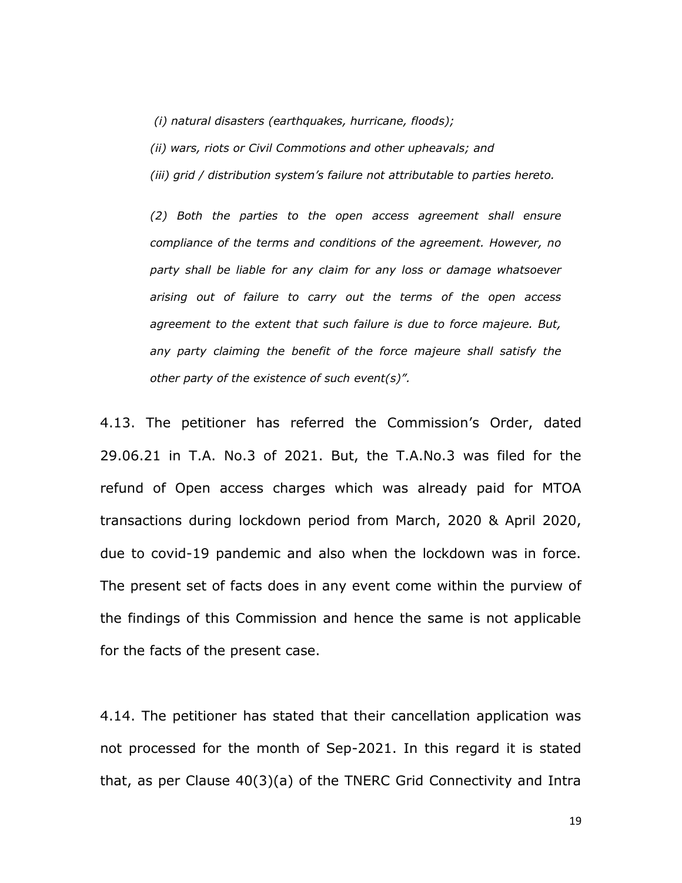*(i) natural disasters (earthquakes, hurricane, floods);*

*(ii) wars, riots or Civil Commotions and other upheavals; and*

*(iii) grid / distribution system's failure not attributable to parties hereto.*

*(2) Both the parties to the open access agreement shall ensure compliance of the terms and conditions of the agreement. However, no party shall be liable for any claim for any loss or damage whatsoever arising out of failure to carry out the terms of the open access agreement to the extent that such failure is due to force majeure. But, any party claiming the benefit of the force majeure shall satisfy the other party of the existence of such event(s)".*

4.13. The petitioner has referred the Commission's Order, dated 29.06.21 in T.A. No.3 of 2021. But, the T.A.No.3 was filed for the refund of Open access charges which was already paid for MTOA transactions during lockdown period from March, 2020 & April 2020, due to covid-19 pandemic and also when the lockdown was in force. The present set of facts does in any event come within the purview of the findings of this Commission and hence the same is not applicable for the facts of the present case.

4.14. The petitioner has stated that their cancellation application was not processed for the month of Sep-2021. In this regard it is stated that, as per Clause 40(3)(a) of the TNERC Grid Connectivity and Intra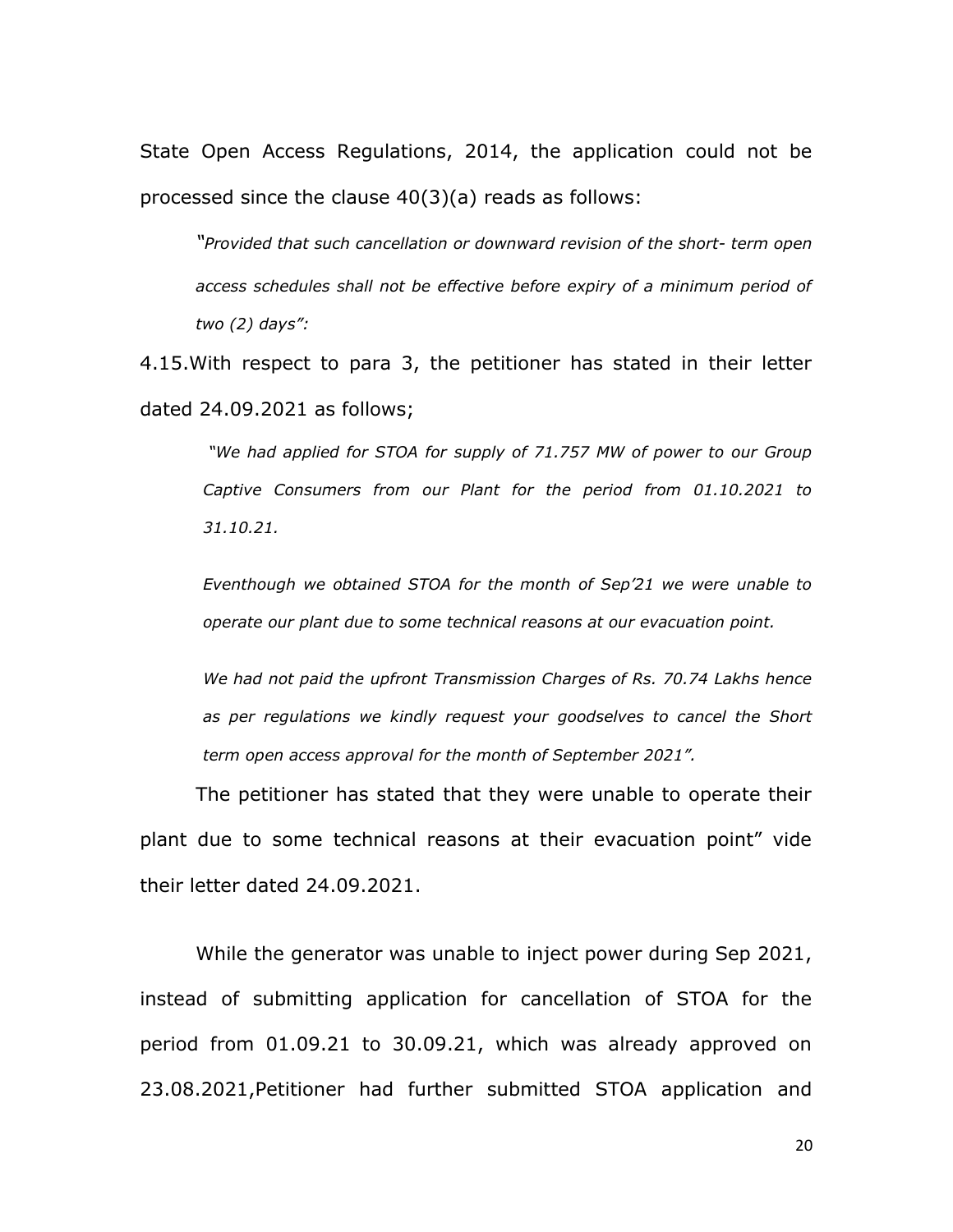State Open Access Regulations, 2014, the application could not be processed since the clause 40(3)(a) reads as follows:

> *"Provided that such cancellation or downward revision of the short- term open access schedules shall not be effective before expiry of a minimum period of two (2) days":*

4.15.With respect to para 3, the petitioner has stated in their letter dated 24.09.2021 as follows;

> *"We had applied for STOA for supply of 71.757 MW of power to our Group Captive Consumers from our Plant for the period from 01.10.2021 to 31.10.21.*
>
> *Eventhough we obtained STOA for the month of Sep'21 we were unable to operate our plant due to some technical reasons at our evacuation point.*
>
> *We had not paid the upfront Transmission Charges of Rs. 70.74 Lakhs hence as per regulations we kindly request your goodselves to cancel the Short term open access approval for the month of September 2021".*

The petitioner has stated that they were unable to operate their plant due to some technical reasons at their evacuation point" vide their letter dated 24.09.2021.

While the generator was unable to inject power during Sep 2021, instead of submitting application for cancellation of STOA for the period from 01.09.21 to 30.09.21, which was already approved on 23.08.2021,Petitioner had further submitted STOA application and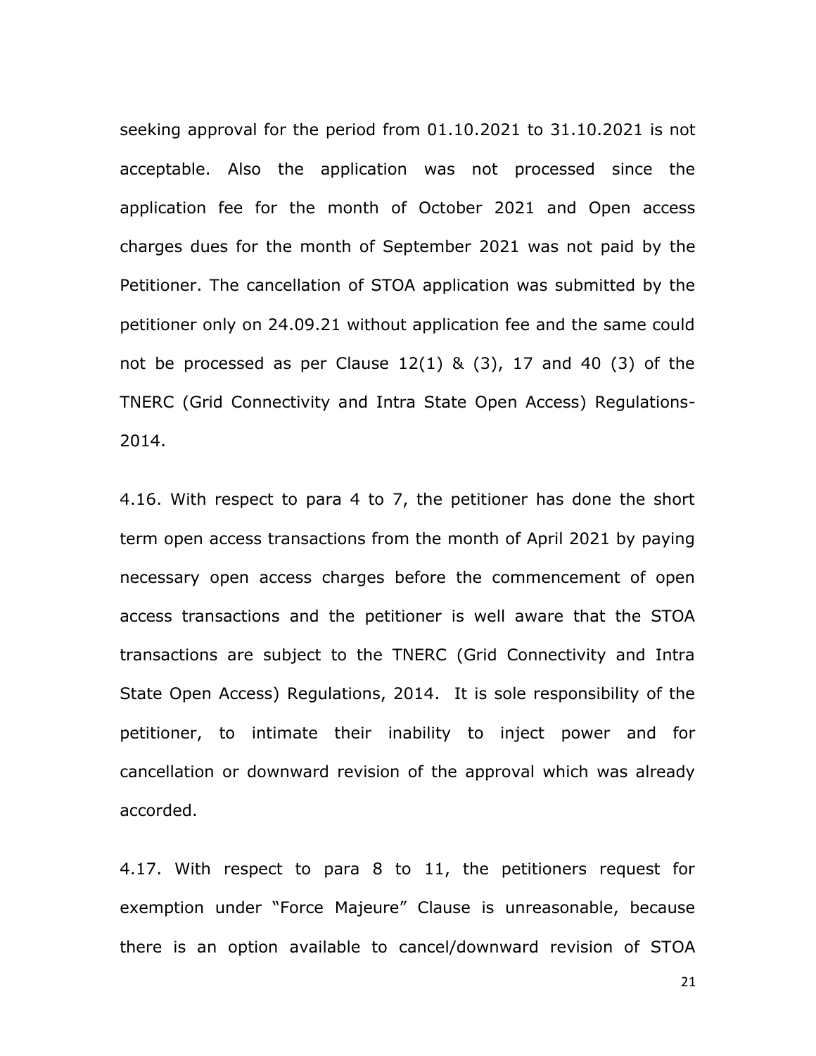seeking approval for the period from 01.10.2021 to 31.10.2021 is not acceptable. Also the application was not processed since the application fee for the month of October 2021 and Open access charges dues for the month of September 2021 was not paid by the Petitioner. The cancellation of STOA application was submitted by the petitioner only on 24.09.21 without application fee and the same could not be processed as per Clause 12(1) & (3), 17 and 40 (3) of the TNERC (Grid Connectivity and Intra State Open Access) Regulations-2014.

4.16. With respect to para 4 to 7, the petitioner has done the short term open access transactions from the month of April 2021 by paying necessary open access charges before the commencement of open access transactions and the petitioner is well aware that the STOA transactions are subject to the TNERC (Grid Connectivity and Intra State Open Access) Regulations, 2014. It is sole responsibility of the petitioner, to intimate their inability to inject power and for cancellation or downward revision of the approval which was already accorded.

4.17. With respect to para 8 to 11, the petitioners request for exemption under "Force Majeure" Clause is unreasonable, because there is an option available to cancel/downward revision of STOA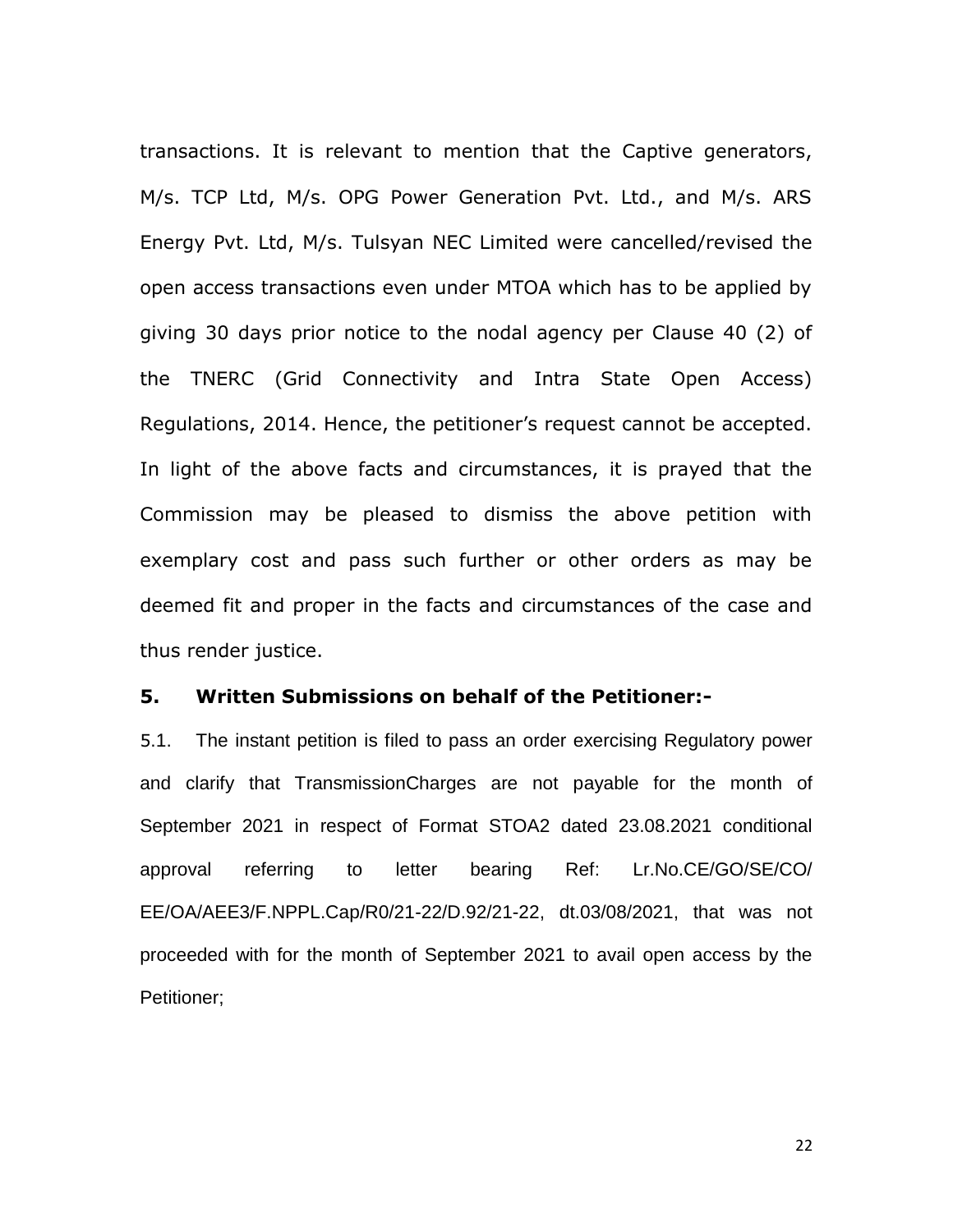transactions. It is relevant to mention that the Captive generators, M/s. TCP Ltd, M/s. OPG Power Generation Pvt. Ltd., and M/s. ARS Energy Pvt. Ltd, M/s. Tulsyan NEC Limited were cancelled/revised the open access transactions even under MTOA which has to be applied by giving 30 days prior notice to the nodal agency per Clause 40 (2) of the TNERC (Grid Connectivity and Intra State Open Access) Regulations, 2014. Hence, the petitioner's request cannot be accepted. In light of the above facts and circumstances, it is prayed that the Commission may be pleased to dismiss the above petition with exemplary cost and pass such further or other orders as may be deemed fit and proper in the facts and circumstances of the case and thus render justice.

**5. Written Submissions on behalf of the Petitioner:-**

5.1. The instant petition is filed to pass an order exercising Regulatory power and clarify that TransmissionCharges are not payable for the month of September 2021 in respect of Format STOA2 dated 23.08.2021 conditional approval referring to letter bearing Ref: Lr.No.CE/GO/SE/CO/EE/OA/AEE3/F.NPPL.Cap/R0/21-22/D.92/21-22, dt.03/08/2021, that was not proceeded with for the month of September 2021 to avail open access by the Petitioner;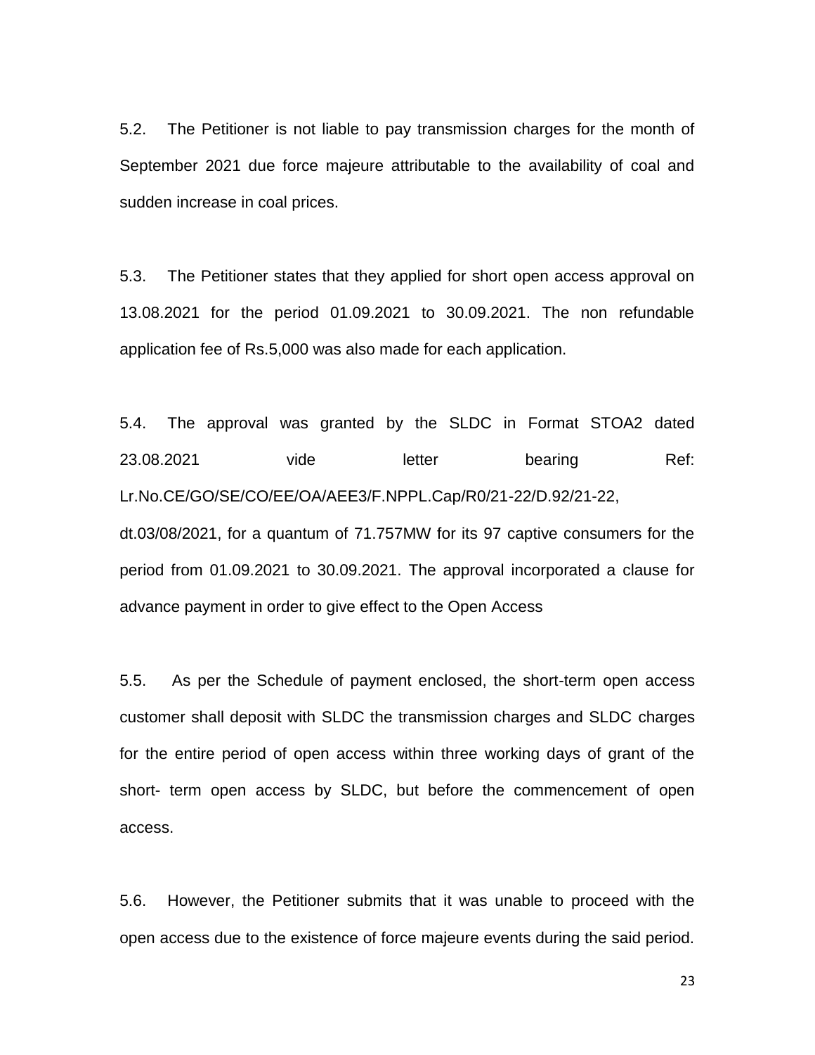5.2. The Petitioner is not liable to pay transmission charges for the month of September 2021 due force majeure attributable to the availability of coal and sudden increase in coal prices.

5.3. The Petitioner states that they applied for short open access approval on 13.08.2021 for the period 01.09.2021 to 30.09.2021. The non refundable application fee of Rs.5,000 was also made for each application.

5.4. The approval was granted by the SLDC in Format STOA2 dated 23.08.2021 vide letter bearing Ref: Lr.No.CE/GO/SE/CO/EE/OA/AEE3/F.NPPL.Cap/R0/21-22/D.92/21-22, dt.03/08/2021, for a quantum of 71.757MW for its 97 captive consumers for the period from 01.09.2021 to 30.09.2021. The approval incorporated a clause for advance payment in order to give effect to the Open Access

5.5. As per the Schedule of payment enclosed, the short-term open access customer shall deposit with SLDC the transmission charges and SLDC charges for the entire period of open access within three working days of grant of the short- term open access by SLDC, but before the commencement of open access.

5.6. However, the Petitioner submits that it was unable to proceed with the open access due to the existence of force majeure events during the said period.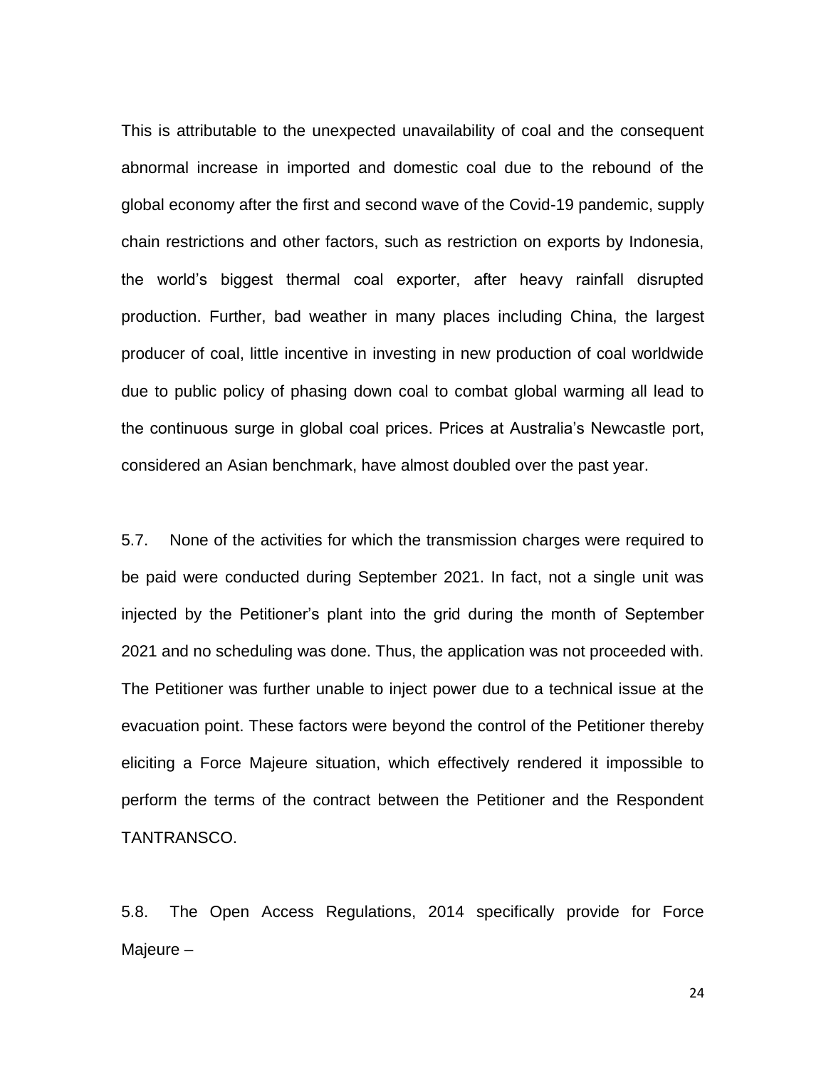This is attributable to the unexpected unavailability of coal and the consequent abnormal increase in imported and domestic coal due to the rebound of the global economy after the first and second wave of the Covid-19 pandemic, supply chain restrictions and other factors, such as restriction on exports by Indonesia, the world's biggest thermal coal exporter, after heavy rainfall disrupted production. Further, bad weather in many places including China, the largest producer of coal, little incentive in investing in new production of coal worldwide due to public policy of phasing down coal to combat global warming all lead to the continuous surge in global coal prices. Prices at Australia's Newcastle port, considered an Asian benchmark, have almost doubled over the past year.

5.7. None of the activities for which the transmission charges were required to be paid were conducted during September 2021. In fact, not a single unit was injected by the Petitioner's plant into the grid during the month of September 2021 and no scheduling was done. Thus, the application was not proceeded with. The Petitioner was further unable to inject power due to a technical issue at the evacuation point. These factors were beyond the control of the Petitioner thereby eliciting a Force Majeure situation, which effectively rendered it impossible to perform the terms of the contract between the Petitioner and the Respondent TANTRANSCO.

5.8. The Open Access Regulations, 2014 specifically provide for Force Majeure –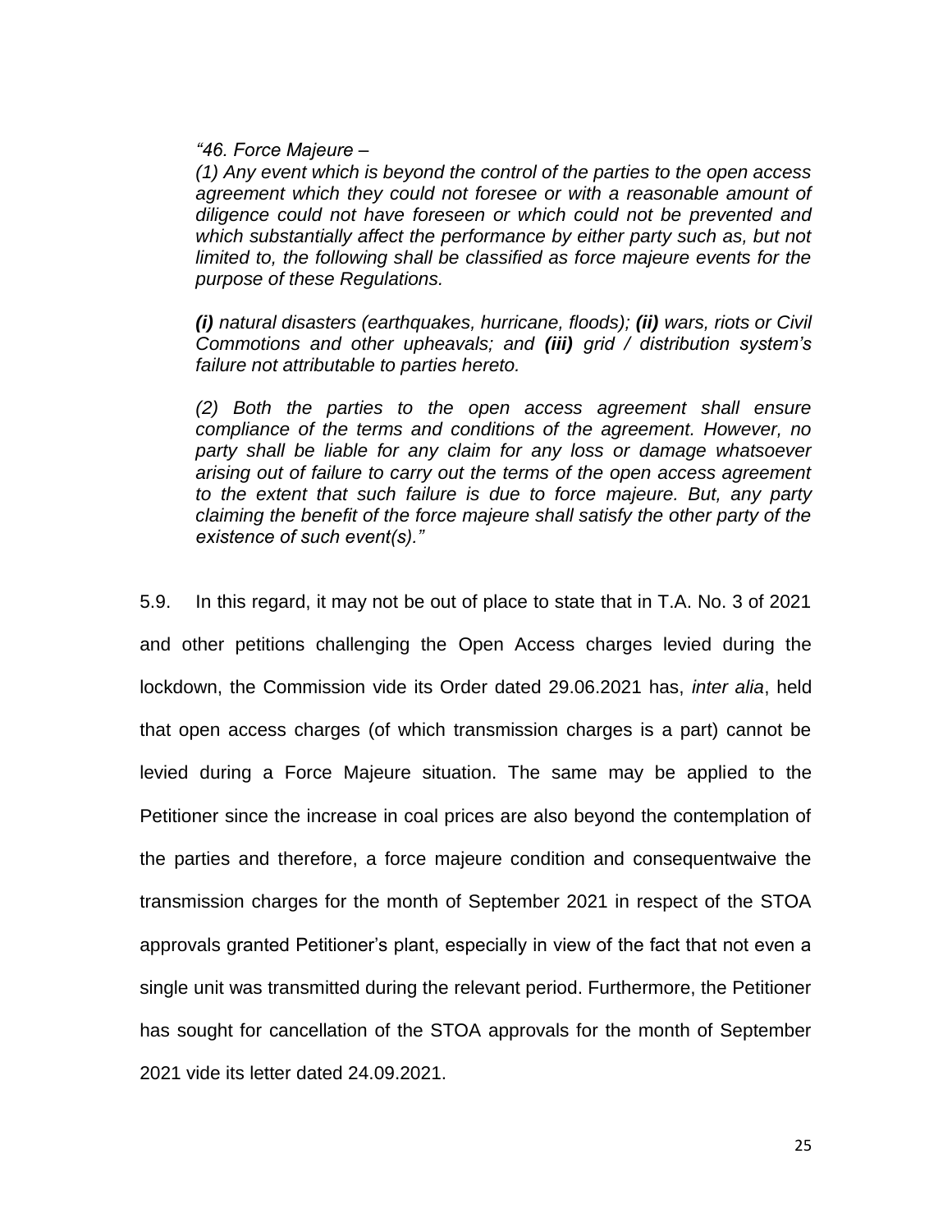*"46. Force Majeure –*

*(1) Any event which is beyond the control of the parties to the open access agreement which they could not foresee or with a reasonable amount of diligence could not have foreseen or which could not be prevented and which substantially affect the performance by either party such as, but not limited to, the following shall be classified as force majeure events for the purpose of these Regulations.*

***(i)** natural disasters (earthquakes, hurricane, floods); **(ii)** wars, riots or Civil Commotions and other upheavals; and **(iii)** grid / distribution system's failure not attributable to parties hereto.*

*(2) Both the parties to the open access agreement shall ensure compliance of the terms and conditions of the agreement. However, no party shall be liable for any claim for any loss or damage whatsoever arising out of failure to carry out the terms of the open access agreement to the extent that such failure is due to force majeure. But, any party claiming the benefit of the force majeure shall satisfy the other party of the existence of such event(s)."*

5.9. In this regard, it may not be out of place to state that in T.A. No. 3 of 2021 and other petitions challenging the Open Access charges levied during the lockdown, the Commission vide its Order dated 29.06.2021 has, *inter alia*, held that open access charges (of which transmission charges is a part) cannot be levied during a Force Majeure situation. The same may be applied to the Petitioner since the increase in coal prices are also beyond the contemplation of the parties and therefore, a force majeure condition and consequentwaive the transmission charges for the month of September 2021 in respect of the STOA approvals granted Petitioner's plant, especially in view of the fact that not even a single unit was transmitted during the relevant period. Furthermore, the Petitioner has sought for cancellation of the STOA approvals for the month of September 2021 vide its letter dated 24.09.2021.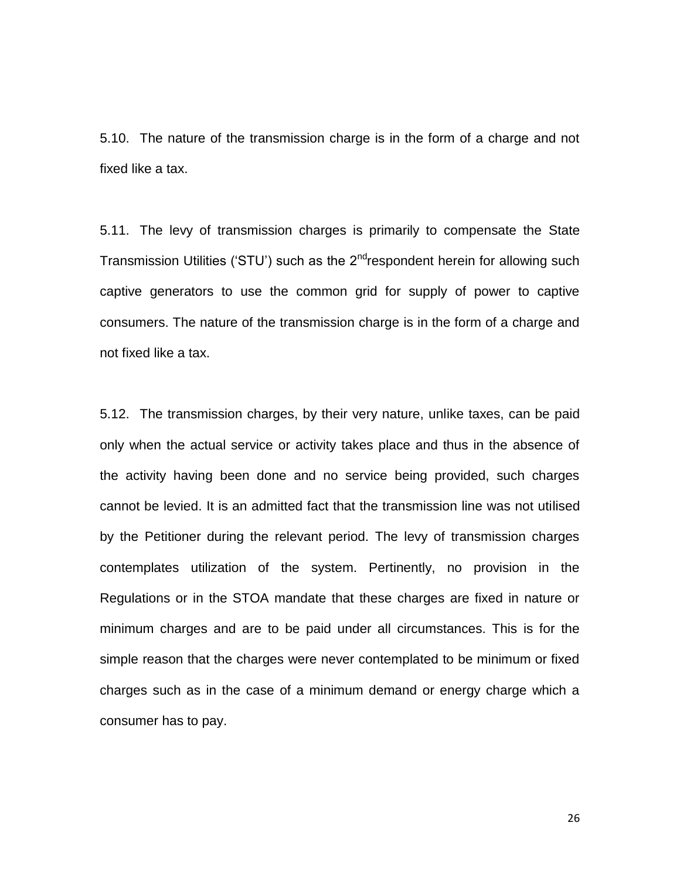5.10. The nature of the transmission charge is in the form of a charge and not fixed like a tax.

5.11. The levy of transmission charges is primarily to compensate the State Transmission Utilities ('STU') such as the 2nd respondent herein for allowing such captive generators to use the common grid for supply of power to captive consumers. The nature of the transmission charge is in the form of a charge and not fixed like a tax.

5.12. The transmission charges, by their very nature, unlike taxes, can be paid only when the actual service or activity takes place and thus in the absence of the activity having been done and no service being provided, such charges cannot be levied. It is an admitted fact that the transmission line was not utilised by the Petitioner during the relevant period. The levy of transmission charges contemplates utilization of the system. Pertinently, no provision in the Regulations or in the STOA mandate that these charges are fixed in nature or minimum charges and are to be paid under all circumstances. This is for the simple reason that the charges were never contemplated to be minimum or fixed charges such as in the case of a minimum demand or energy charge which a consumer has to pay.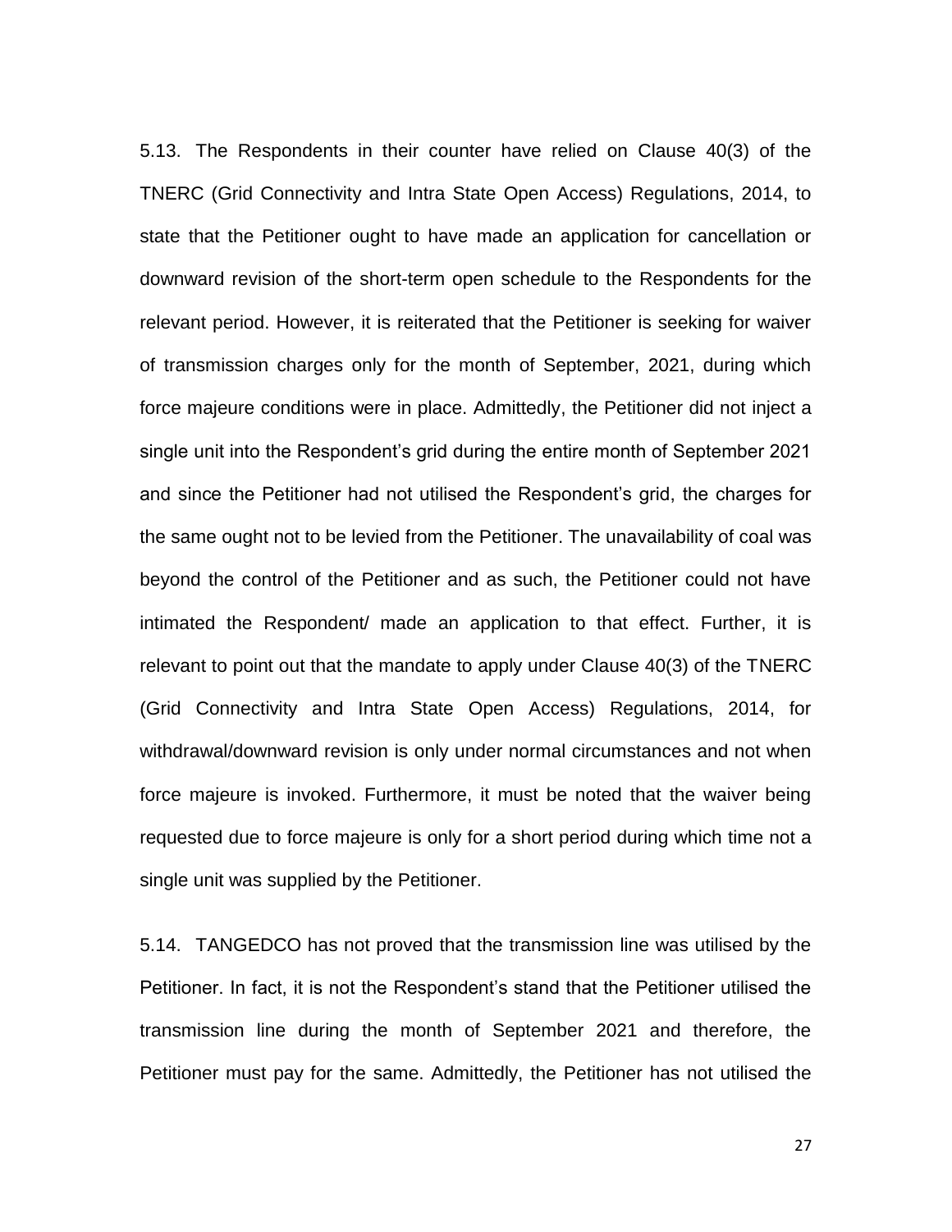5.13. The Respondents in their counter have relied on Clause 40(3) of the TNERC (Grid Connectivity and Intra State Open Access) Regulations, 2014, to state that the Petitioner ought to have made an application for cancellation or downward revision of the short-term open schedule to the Respondents for the relevant period. However, it is reiterated that the Petitioner is seeking for waiver of transmission charges only for the month of September, 2021, during which force majeure conditions were in place. Admittedly, the Petitioner did not inject a single unit into the Respondent's grid during the entire month of September 2021 and since the Petitioner had not utilised the Respondent's grid, the charges for the same ought not to be levied from the Petitioner. The unavailability of coal was beyond the control of the Petitioner and as such, the Petitioner could not have intimated the Respondent/ made an application to that effect. Further, it is relevant to point out that the mandate to apply under Clause 40(3) of the TNERC (Grid Connectivity and Intra State Open Access) Regulations, 2014, for withdrawal/downward revision is only under normal circumstances and not when force majeure is invoked. Furthermore, it must be noted that the waiver being requested due to force majeure is only for a short period during which time not a single unit was supplied by the Petitioner.

5.14. TANGEDCO has not proved that the transmission line was utilised by the Petitioner. In fact, it is not the Respondent's stand that the Petitioner utilised the transmission line during the month of September 2021 and therefore, the Petitioner must pay for the same. Admittedly, the Petitioner has not utilised the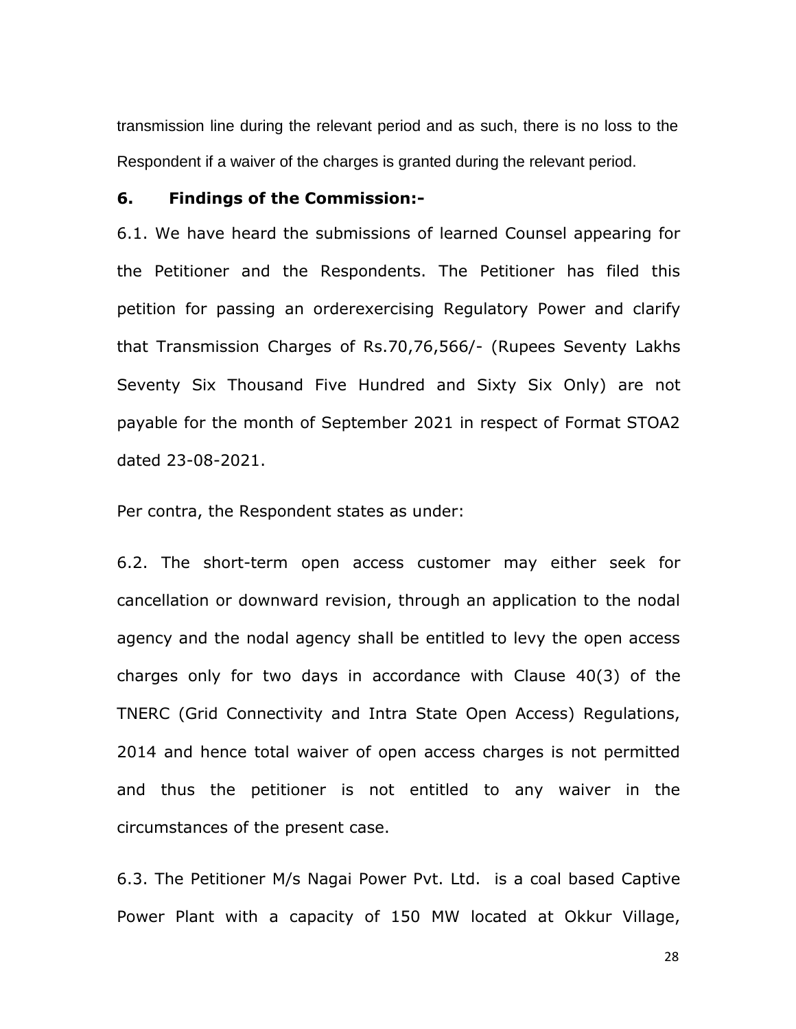transmission line during the relevant period and as such, there is no loss to the Respondent if a waiver of the charges is granted during the relevant period.

**6. Findings of the Commission:-**

6.1. We have heard the submissions of learned Counsel appearing for the Petitioner and the Respondents. The Petitioner has filed this petition for passing an orderexercising Regulatory Power and clarify that Transmission Charges of Rs.70,76,566/- (Rupees Seventy Lakhs Seventy Six Thousand Five Hundred and Sixty Six Only) are not payable for the month of September 2021 in respect of Format STOA2 dated 23-08-2021.

Per contra, the Respondent states as under:

6.2. The short-term open access customer may either seek for cancellation or downward revision, through an application to the nodal agency and the nodal agency shall be entitled to levy the open access charges only for two days in accordance with Clause 40(3) of the TNERC (Grid Connectivity and Intra State Open Access) Regulations, 2014 and hence total waiver of open access charges is not permitted and thus the petitioner is not entitled to any waiver in the circumstances of the present case.

6.3. The Petitioner M/s Nagai Power Pvt. Ltd. is a coal based Captive Power Plant with a capacity of 150 MW located at Okkur Village,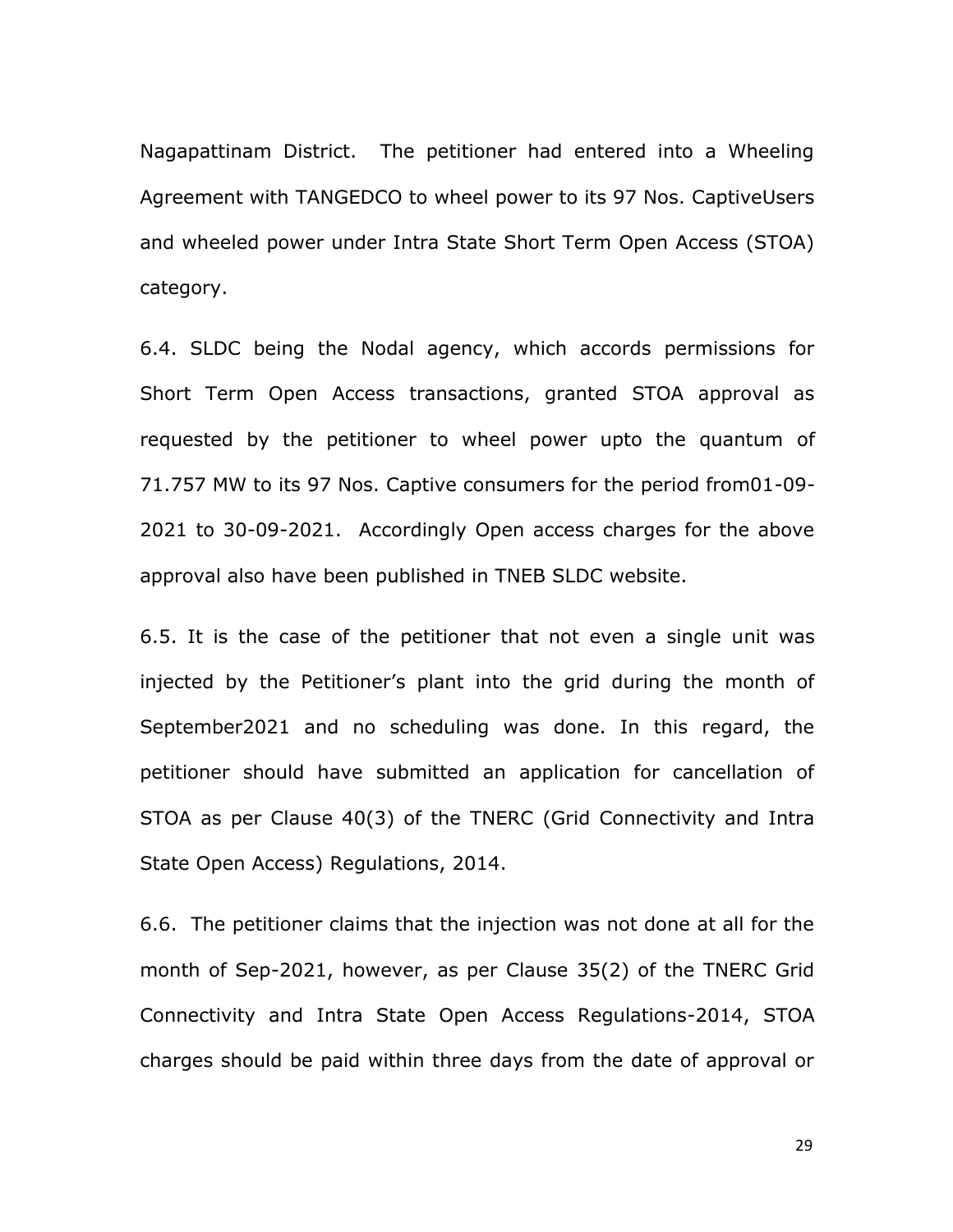Nagapattinam District. The petitioner had entered into a Wheeling Agreement with TANGEDCO to wheel power to its 97 Nos. CaptiveUsers and wheeled power under Intra State Short Term Open Access (STOA) category.

6.4. SLDC being the Nodal agency, which accords permissions for Short Term Open Access transactions, granted STOA approval as requested by the petitioner to wheel power upto the quantum of 71.757 MW to its 97 Nos. Captive consumers for the period from01-09-2021 to 30-09-2021. Accordingly Open access charges for the above approval also have been published in TNEB SLDC website.

6.5. It is the case of the petitioner that not even a single unit was injected by the Petitioner's plant into the grid during the month of September2021 and no scheduling was done. In this regard, the petitioner should have submitted an application for cancellation of STOA as per Clause 40(3) of the TNERC (Grid Connectivity and Intra State Open Access) Regulations, 2014.

6.6. The petitioner claims that the injection was not done at all for the month of Sep-2021, however, as per Clause 35(2) of the TNERC Grid Connectivity and Intra State Open Access Regulations-2014, STOA charges should be paid within three days from the date of approval or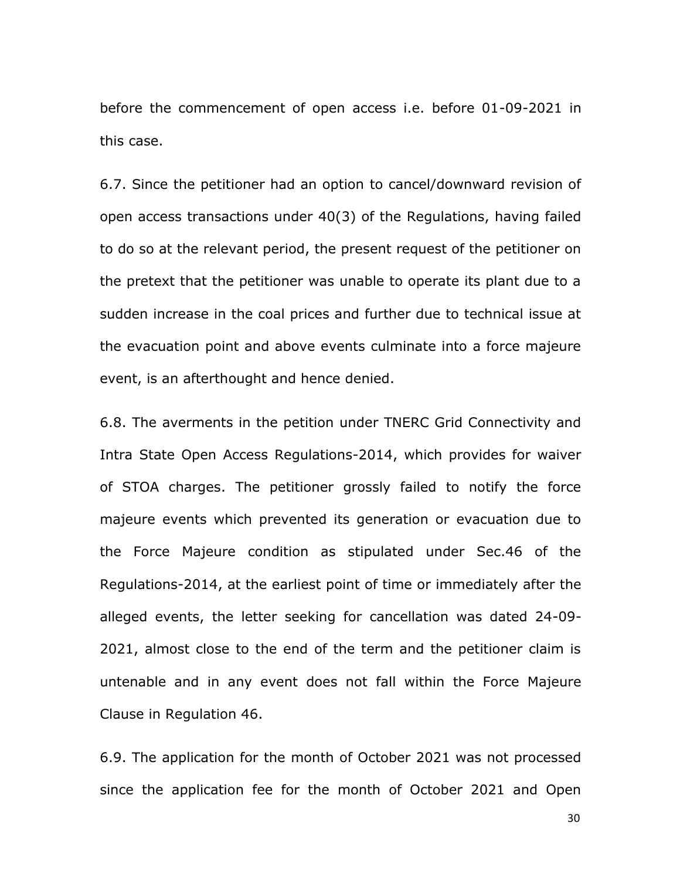before the commencement of open access i.e. before 01-09-2021 in this case.

6.7. Since the petitioner had an option to cancel/downward revision of open access transactions under 40(3) of the Regulations, having failed to do so at the relevant period, the present request of the petitioner on the pretext that the petitioner was unable to operate its plant due to a sudden increase in the coal prices and further due to technical issue at the evacuation point and above events culminate into a force majeure event, is an afterthought and hence denied.

6.8. The averments in the petition under TNERC Grid Connectivity and Intra State Open Access Regulations-2014, which provides for waiver of STOA charges. The petitioner grossly failed to notify the force majeure events which prevented its generation or evacuation due to the Force Majeure condition as stipulated under Sec.46 of the Regulations-2014, at the earliest point of time or immediately after the alleged events, the letter seeking for cancellation was dated 24-09-2021, almost close to the end of the term and the petitioner claim is untenable and in any event does not fall within the Force Majeure Clause in Regulation 46.

6.9. The application for the month of October 2021 was not processed since the application fee for the month of October 2021 and Open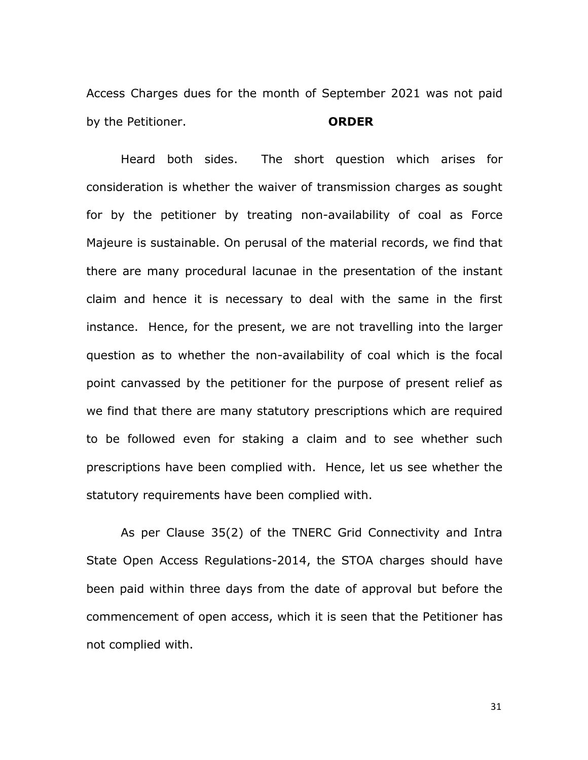Access Charges dues for the month of September 2021 was not paid by the Petitioner.

**ORDER**

Heard both sides. The short question which arises for consideration is whether the waiver of transmission charges as sought for by the petitioner by treating non-availability of coal as Force Majeure is sustainable. On perusal of the material records, we find that there are many procedural lacunae in the presentation of the instant claim and hence it is necessary to deal with the same in the first instance. Hence, for the present, we are not travelling into the larger question as to whether the non-availability of coal which is the focal point canvassed by the petitioner for the purpose of present relief as we find that there are many statutory prescriptions which are required to be followed even for staking a claim and to see whether such prescriptions have been complied with. Hence, let us see whether the statutory requirements have been complied with.

As per Clause 35(2) of the TNERC Grid Connectivity and Intra State Open Access Regulations-2014, the STOA charges should have been paid within three days from the date of approval but before the commencement of open access, which it is seen that the Petitioner has not complied with.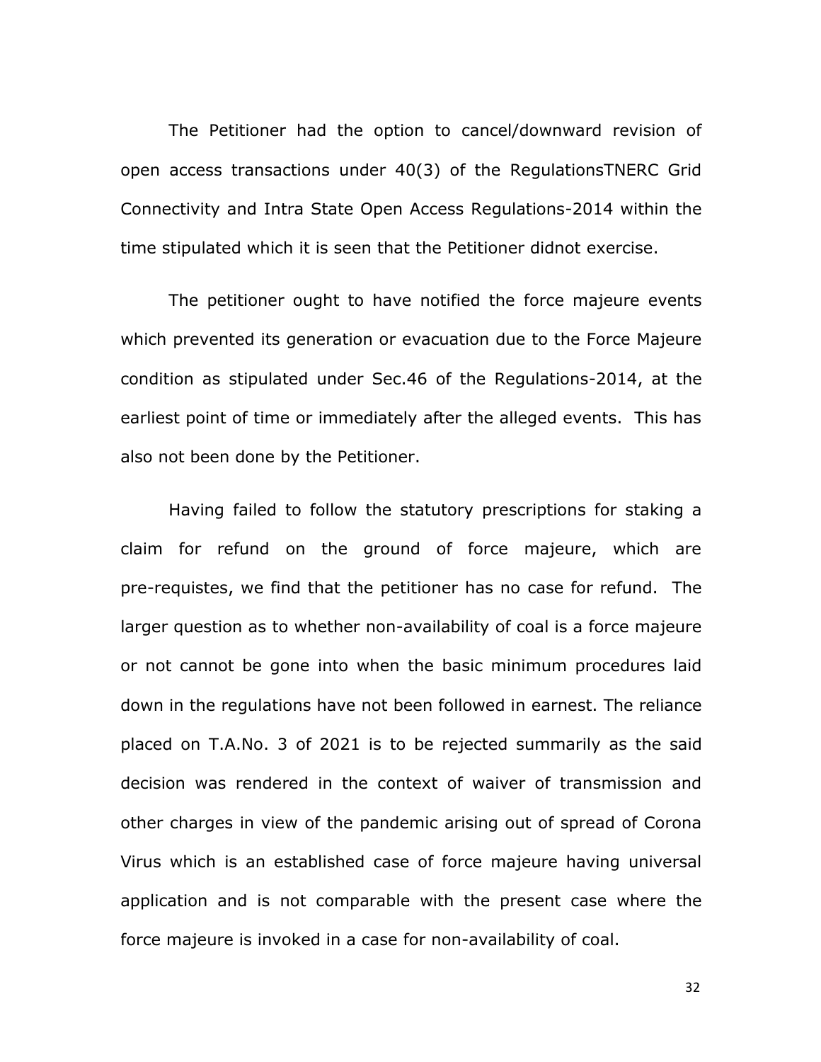The Petitioner had the option to cancel/downward revision of open access transactions under 40(3) of the RegulationsTNERC Grid Connectivity and Intra State Open Access Regulations-2014 within the time stipulated which it is seen that the Petitioner didnot exercise.

The petitioner ought to have notified the force majeure events which prevented its generation or evacuation due to the Force Majeure condition as stipulated under Sec.46 of the Regulations-2014, at the earliest point of time or immediately after the alleged events. This has also not been done by the Petitioner.

Having failed to follow the statutory prescriptions for staking a claim for refund on the ground of force majeure, which are pre-requistes, we find that the petitioner has no case for refund. The larger question as to whether non-availability of coal is a force majeure or not cannot be gone into when the basic minimum procedures laid down in the regulations have not been followed in earnest. The reliance placed on T.A.No. 3 of 2021 is to be rejected summarily as the said decision was rendered in the context of waiver of transmission and other charges in view of the pandemic arising out of spread of Corona Virus which is an established case of force majeure having universal application and is not comparable with the present case where the force majeure is invoked in a case for non-availability of coal.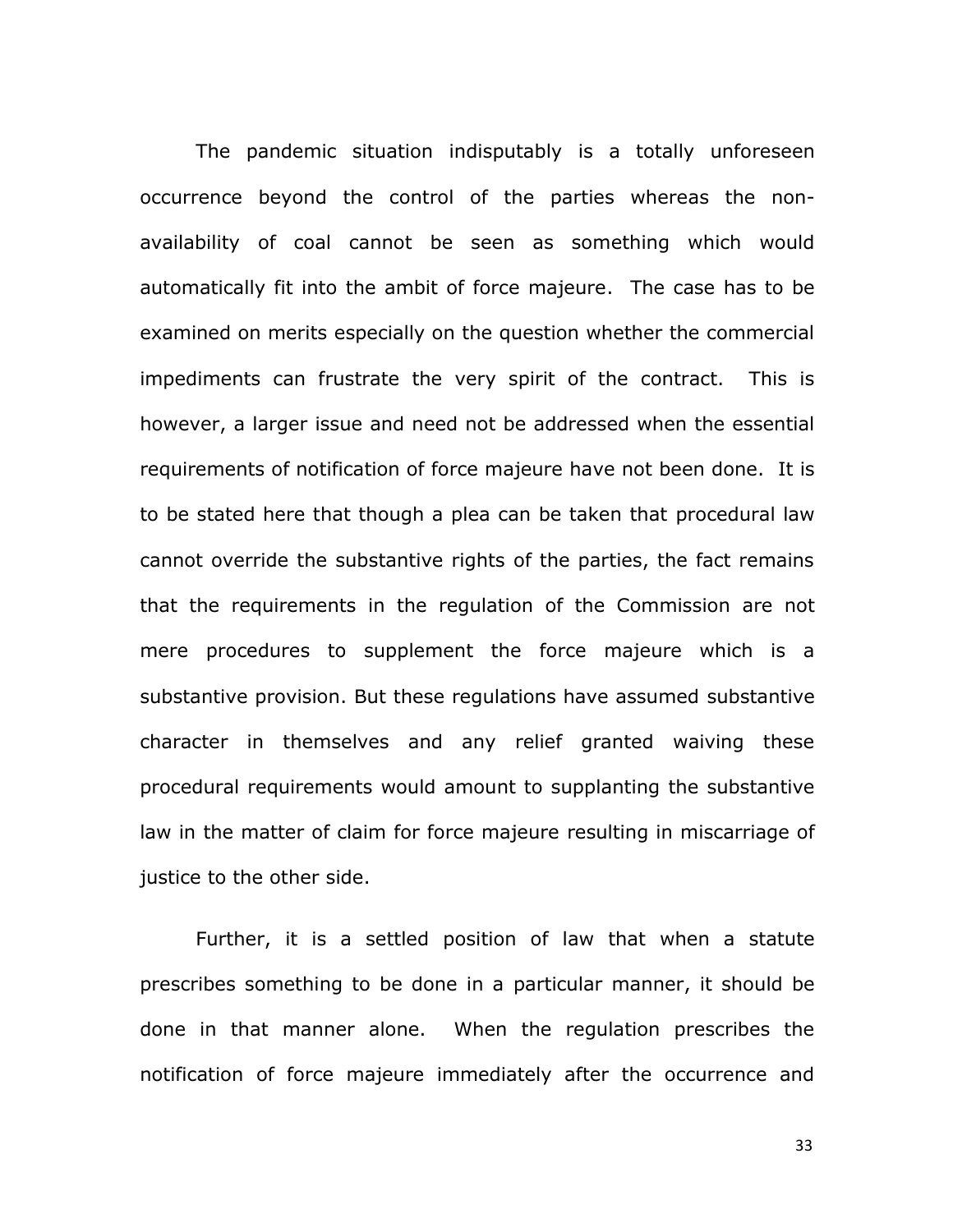The pandemic situation indisputably is a totally unforeseen occurrence beyond the control of the parties whereas the non-availability of coal cannot be seen as something which would automatically fit into the ambit of force majeure. The case has to be examined on merits especially on the question whether the commercial impediments can frustrate the very spirit of the contract. This is however, a larger issue and need not be addressed when the essential requirements of notification of force majeure have not been done. It is to be stated here that though a plea can be taken that procedural law cannot override the substantive rights of the parties, the fact remains that the requirements in the regulation of the Commission are not mere procedures to supplement the force majeure which is a substantive provision. But these regulations have assumed substantive character in themselves and any relief granted waiving these procedural requirements would amount to supplanting the substantive law in the matter of claim for force majeure resulting in miscarriage of justice to the other side.

Further, it is a settled position of law that when a statute prescribes something to be done in a particular manner, it should be done in that manner alone. When the regulation prescribes the notification of force majeure immediately after the occurrence and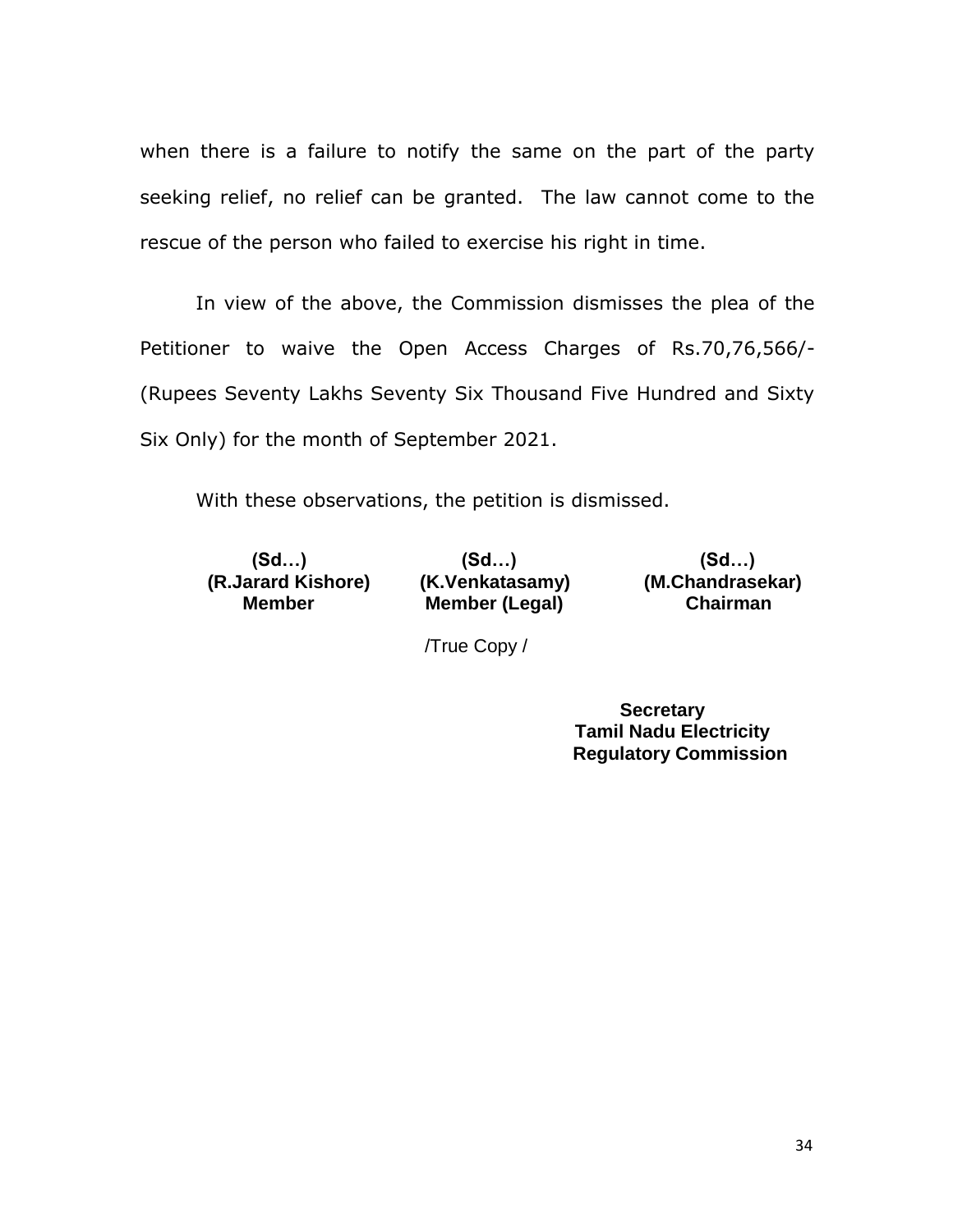when there is a failure to notify the same on the part of the party seeking relief, no relief can be granted. The law cannot come to the rescue of the person who failed to exercise his right in time.

In view of the above, the Commission dismisses the plea of the Petitioner to waive the Open Access Charges of Rs.70,76,566/- (Rupees Seventy Lakhs Seventy Six Thousand Five Hundred and Sixty Six Only) for the month of September 2021.

With these observations, the petition is dismissed.

| | | |
|---|---|---|
| **(Sd…)** | **(Sd…)** | **(Sd…)** |
| **(R.Jarard Kishore)** | **(K.Venkatasamy)** | **(M.Chandrasekar)** |
| **Member** | **Member (Legal)** | **Chairman** |

/True Copy /

**Secretary**
**Tamil Nadu Electricity**
**Regulatory Commission**